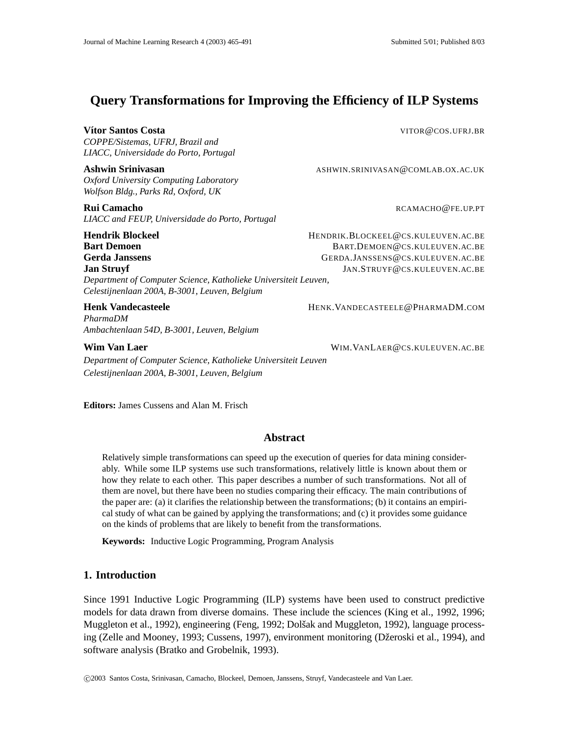# Query Transformations for Improving the Efficiency of ILP Systems

**Vítor Santos Costa** VITOR@COS.UFRJ.BR
*COPPE/Sistemas, UFRJ, Brazil and*
*LIACC, Universidade do Porto, Portugal*

**Ashwin Srinivasan** ASHWIN.SRINIVASAN@COMLAB.OX.AC.UK
*Oxford University Computing Laboratory*
*Wolfson Bldg., Parks Rd, Oxford, UK*

**Rui Camacho** RCAMACHO@FE.UP.PT
*LIACC and FEUP, Universidade do Porto, Portugal*

**Hendrik Blockeel** HENDRIK.BLOCKEEL@CS.KULEUVEN.AC.BE
**Bart Demoen** BART.DEMOEN@CS.KULEUVEN.AC.BE
**Gerda Janssens** GERDA.JANSSENS@CS.KULEUVEN.AC.BE
**Jan Struyf** JAN.STRUYF@CS.KULEUVEN.AC.BE
*Department of Computer Science, Katholieke Universiteit Leuven,*
*Celestijnenlaan 200A, B-3001, Leuven, Belgium*

**Henk Vandecasteele** HENK.VANDECASTEELE@PHARMADM.COM
*PharmaDM*
*Ambachtenlaan 54D, B-3001, Leuven, Belgium*

**Wim Van Laer** WIM.VANLAER@CS.KULEUVEN.AC.BE
*Department of Computer Science, Katholieke Universiteit Leuven*
*Celestijnenlaan 200A, B-3001, Leuven, Belgium*

**Editors:** James Cussens and Alan M. Frisch

## Abstract

Relatively simple transformations can speed up the execution of queries for data mining considerably. While some ILP systems use such transformations, relatively little is known about them or how they relate to each other. This paper describes a number of such transformations. Not all of them are novel, but there have been no studies comparing their efficacy. The main contributions of the paper are: (a) it clarifies the relationship between the transformations; (b) it contains an empirical study of what can be gained by applying the transformations; and (c) it provides some guidance on the kinds of problems that are likely to benefit from the transformations.

**Keywords:** Inductive Logic Programming, Program Analysis

## 1. Introduction

Since 1991 Inductive Logic Programming (ILP) systems have been used to construct predictive models for data drawn from diverse domains. These include the sciences (King et al., 1992, 1996; Muggleton et al., 1992), engineering (Feng, 1992; Dolšak and Muggleton, 1992), language processing (Zelle and Mooney, 1993; Cussens, 1997), environment monitoring (Džeroski et al., 1994), and software analysis (Bratko and Grobelnik, 1993).

©2003 Santos Costa, Srinivasan, Camacho, Blockeel, Demoen, Janssens, Struyf, Vandecasteele and Van Laer.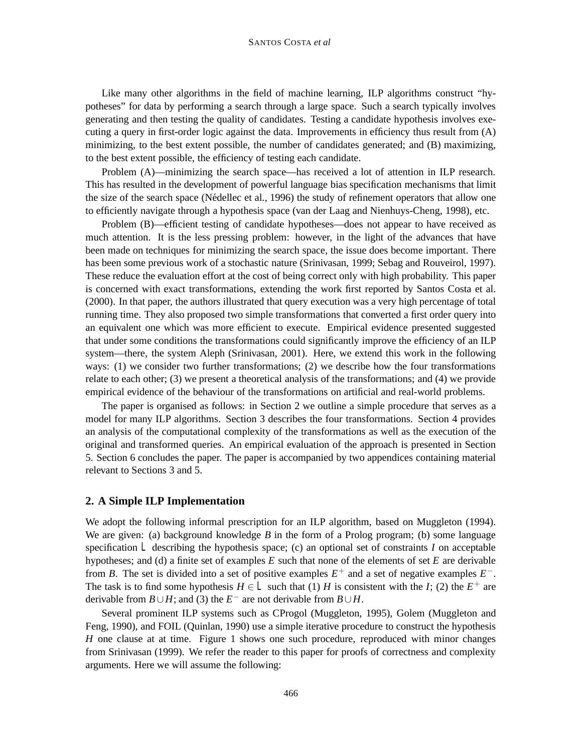Like many other algorithms in the field of machine learning, ILP algorithms construct "hypotheses" for data by performing a search through a large space. Such a search typically involves generating and then testing the quality of candidates. Testing a candidate hypothesis involves executing a query in first-order logic against the data. Improvements in efficiency thus result from (A) minimizing, to the best extent possible, the number of candidates generated; and (B) maximizing, to the best extent possible, the efficiency of testing each candidate.

Problem (A)—minimizing the search space—has received a lot of attention in ILP research. This has resulted in the development of powerful language bias specification mechanisms that limit the size of the search space (Nédellec et al., 1996) the study of refinement operators that allow one to efficiently navigate through a hypothesis space (van der Laag and Nienhuys-Cheng, 1998), etc.

Problem (B)—efficient testing of candidate hypotheses—does not appear to have received as much attention. It is the less pressing problem: however, in the light of the advances that have been made on techniques for minimizing the search space, the issue does become important. There has been some previous work of a stochastic nature (Srinivasan, 1999; Sebag and Rouveirol, 1997). These reduce the evaluation effort at the cost of being correct only with high probability. This paper is concerned with exact transformations, extending the work first reported by Santos Costa et al. (2000). In that paper, the authors illustrated that query execution was a very high percentage of total running time. They also proposed two simple transformations that converted a first order query into an equivalent one which was more efficient to execute. Empirical evidence presented suggested that under some conditions the transformations could significantly improve the efficiency of an ILP system—there, the system Aleph (Srinivasan, 2001). Here, we extend this work in the following ways: (1) we consider two further transformations; (2) we describe how the four transformations relate to each other; (3) we present a theoretical analysis of the transformations; and (4) we provide empirical evidence of the behaviour of the transformations on artificial and real-world problems.

The paper is organised as follows: in Section 2 we outline a simple procedure that serves as a model for many ILP algorithms. Section 3 describes the four transformations. Section 4 provides an analysis of the computational complexity of the transformations as well as the execution of the original and transformed queries. An empirical evaluation of the approach is presented in Section 5. Section 6 concludes the paper. The paper is accompanied by two appendices containing material relevant to Sections 3 and 5.

## 2. A Simple ILP Implementation

We adopt the following informal prescription for an ILP algorithm, based on Muggleton (1994). We are given: (a) background knowledge $B$ in the form of a Prolog program; (b) some language specification $\mathcal{L}$ describing the hypothesis space; (c) an optional set of constraints $I$ on acceptable hypotheses; and (d) a finite set of examples $E$ such that none of the elements of set $E$ are derivable from $B$. The set is divided into a set of positive examples $E^+$ and a set of negative examples $E^-$. The task is to find some hypothesis $H \in \mathcal{L}$ such that (1) $H$ is consistent with the $I$; (2) the $E^+$ are derivable from $B \cup H$; and (3) the $E^-$ are not derivable from $B \cup H$.

Several prominent ILP systems such as CProgol (Muggleton, 1995), Golem (Muggleton and Feng, 1990), and FOIL (Quinlan, 1990) use a simple iterative procedure to construct the hypothesis $H$ one clause at at time. Figure 1 shows one such procedure, reproduced with minor changes from Srinivasan (1999). We refer the reader to this paper for proofs of correctness and complexity arguments. Here we will assume the following: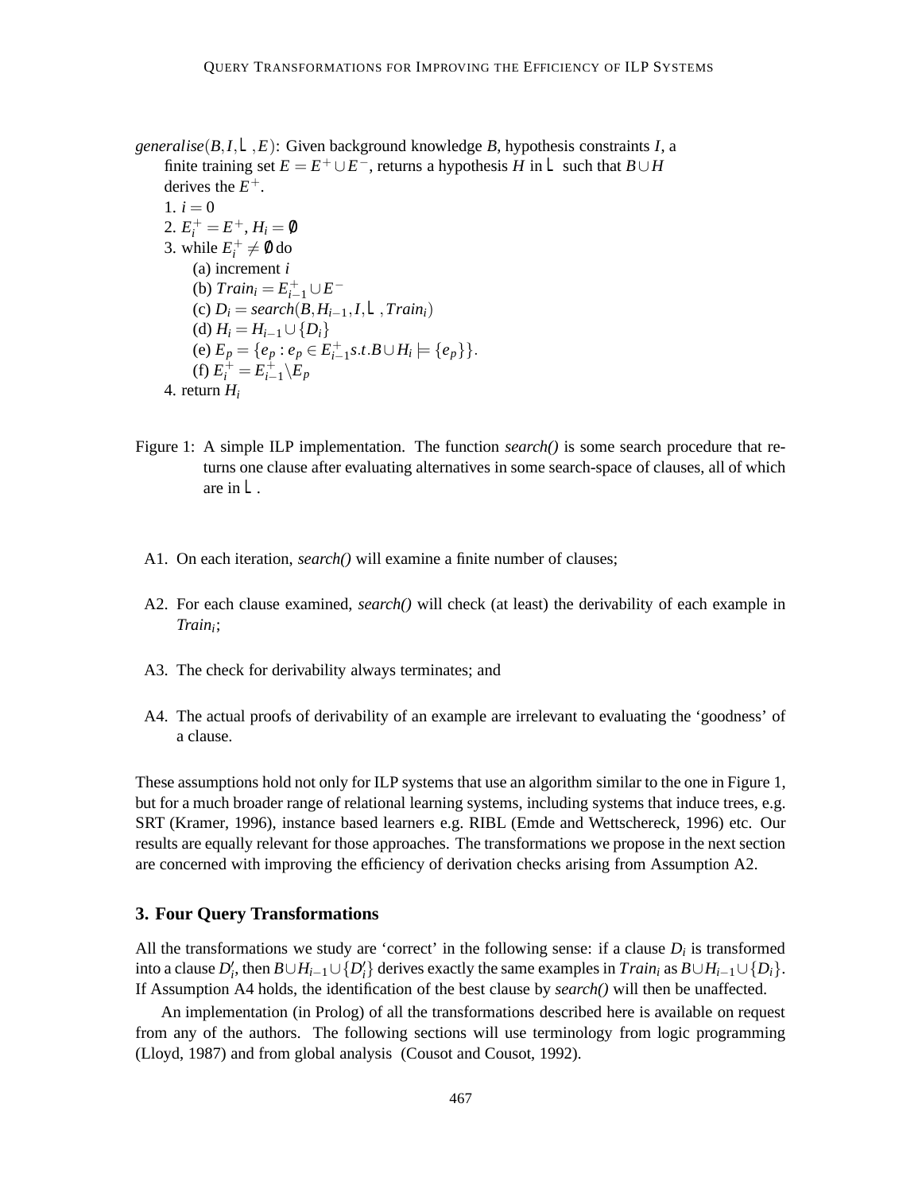*generalise*$(B, I, \mathcal{L}, E)$: Given background knowledge $B$, hypothesis constraints $I$, a finite training set $E = E^+ \cup E^-$, returns a hypothesis $H$ in $\mathcal{L}$ such that $B \cup H$ derives the $E^+$.

1. $i = 0$
2. $E_i^+ = E^+$, $H_i = \emptyset$
3. while $E_i^+ \neq \emptyset$ do
   - (a) increment $i$
   - (b) $Train_i = E_{i-1}^+ \cup E^-$
   - (c) $D_i = search(B, H_{i-1}, I, \mathcal{L}, Train_i)$
   - (d) $H_i = H_{i-1} \cup \{D_i\}$
   - (e) $E_p = \{e_p : e_p \in E_{i-1}^+ s.t. B \cup H_i \models \{e_p\}\}$.
   - (f) $E_i^+ = E_{i-1}^+ \backslash E_p$
4. return $H_i$

Figure 1: A simple ILP implementation. The function *search()* is some search procedure that returns one clause after evaluating alternatives in some search-space of clauses, all of which are in $\mathcal{L}$.

- A1. On each iteration, *search()* will examine a finite number of clauses;
- A2. For each clause examined, *search()* will check (at least) the derivability of each example in $Train_i$;
- A3. The check for derivability always terminates; and
- A4. The actual proofs of derivability of an example are irrelevant to evaluating the 'goodness' of a clause.

These assumptions hold not only for ILP systems that use an algorithm similar to the one in Figure 1, but for a much broader range of relational learning systems, including systems that induce trees, e.g. SRT (Kramer, 1996), instance based learners e.g. RIBL (Emde and Wettschereck, 1996) etc. Our results are equally relevant for those approaches. The transformations we propose in the next section are concerned with improving the efficiency of derivation checks arising from Assumption A2.

## 3. Four Query Transformations

All the transformations we study are 'correct' in the following sense: if a clause $D_i$ is transformed into a clause $D_i'$, then $B \cup H_{i-1} \cup \{D_i'\}$ derives exactly the same examples in $Train_i$ as $B \cup H_{i-1} \cup \{D_i\}$. If Assumption A4 holds, the identification of the best clause by *search()* will then be unaffected.

An implementation (in Prolog) of all the transformations described here is available on request from any of the authors. The following sections will use terminology from logic programming (Lloyd, 1987) and from global analysis (Cousot and Cousot, 1992).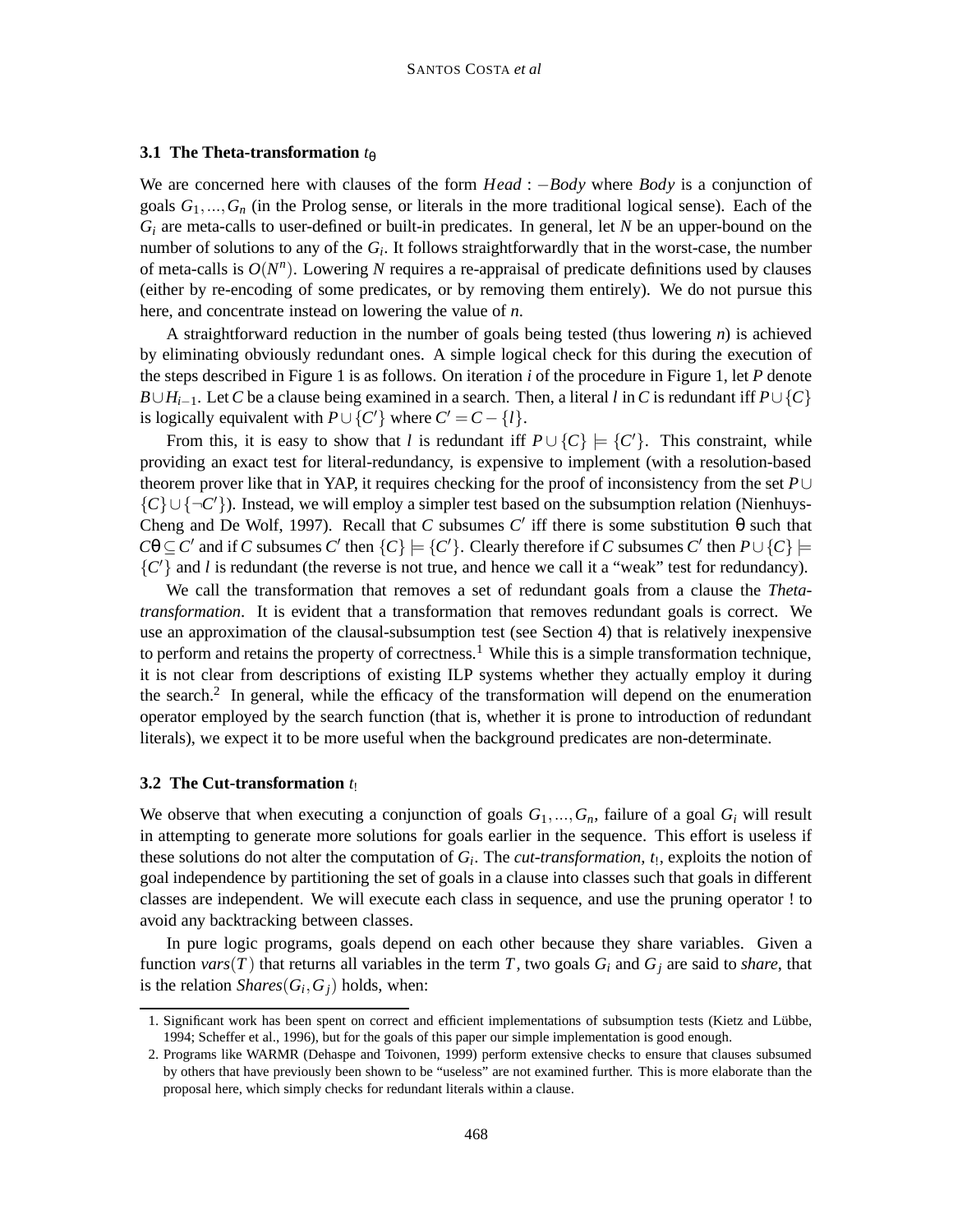### 3.1 The Theta-transformation $t_\theta$

We are concerned here with clauses of the form $Head : -Body$ where *Body* is a conjunction of goals $G_1, \ldots, G_n$ (in the Prolog sense, or literals in the more traditional logical sense). Each of the $G_i$ are meta-calls to user-defined or built-in predicates. In general, let $N$ be an upper-bound on the number of solutions to any of the $G_i$. It follows straightforwardly that in the worst-case, the number of meta-calls is $O(N^n)$. Lowering $N$ requires a re-appraisal of predicate definitions used by clauses (either by re-encoding of some predicates, or by removing them entirely). We do not pursue this here, and concentrate instead on lowering the value of $n$.

A straightforward reduction in the number of goals being tested (thus lowering $n$) is achieved by eliminating obviously redundant ones. A simple logical check for this during the execution of the steps described in Figure 1 is as follows. On iteration $i$ of the procedure in Figure 1, let $P$ denote $B \cup H_{i-1}$. Let $C$ be a clause being examined in a search. Then, a literal $l$ in $C$ is redundant iff $P \cup \{C\}$ is logically equivalent with $P \cup \{C'\}$ where $C' = C - \{l\}$.

From this, it is easy to show that $l$ is redundant iff $P \cup \{C\} \models \{C'\}$. This constraint, while providing an exact test for literal-redundancy, is expensive to implement (with a resolution-based theorem prover like that in YAP, it requires checking for the proof of inconsistency from the set $P \cup \{C\} \cup \{\neg C'\}$). Instead, we will employ a simpler test based on the subsumption relation (Nienhuys-Cheng and De Wolf, 1997). Recall that $C$ subsumes $C'$ iff there is some substitution $\theta$ such that $C\theta \subseteq C'$ and if $C$ subsumes $C'$ then $\{C\} \models \{C'\}$. Clearly therefore if $C$ subsumes $C'$ then $P \cup \{C\} \models \{C'\}$ and $l$ is redundant (the reverse is not true, and hence we call it a "weak" test for redundancy).

We call the transformation that removes a set of redundant goals from a clause the *Theta-transformation*. It is evident that a transformation that removes redundant goals is correct. We use an approximation of the clausal-subsumption test (see Section 4) that is relatively inexpensive to perform and retains the property of correctness.[1] While this is a simple transformation technique, it is not clear from descriptions of existing ILP systems whether they actually employ it during the search.[2] In general, while the efficacy of the transformation will depend on the enumeration operator employed by the search function (that is, whether it is prone to introduction of redundant literals), we expect it to be more useful when the background predicates are non-determinate.

### 3.2 The Cut-transformation $t_!$

We observe that when executing a conjunction of goals $G_1, \ldots, G_n$, failure of a goal $G_i$ will result in attempting to generate more solutions for goals earlier in the sequence. This effort is useless if these solutions do not alter the computation of $G_i$. The *cut-transformation*, $t_!$, exploits the notion of goal independence by partitioning the set of goals in a clause into classes such that goals in different classes are independent. We will execute each class in sequence, and use the pruning operator ! to avoid any backtracking between classes.

In pure logic programs, goals depend on each other because they share variables. Given a function $vars(T)$ that returns all variables in the term $T$, two goals $G_i$ and $G_j$ are said to *share*, that is the relation $Shares(G_i, G_j)$ holds, when:

1. Significant work has been spent on correct and efficient implementations of subsumption tests (Kietz and Lübbe, 1994; Scheffer et al., 1996), but for the goals of this paper our simple implementation is good enough.
2. Programs like WARMR (Dehaspe and Toivonen, 1999) perform extensive checks to ensure that clauses subsumed by others that have previously been shown to be "useless" are not examined further. This is more elaborate than the proposal here, which simply checks for redundant literals within a clause.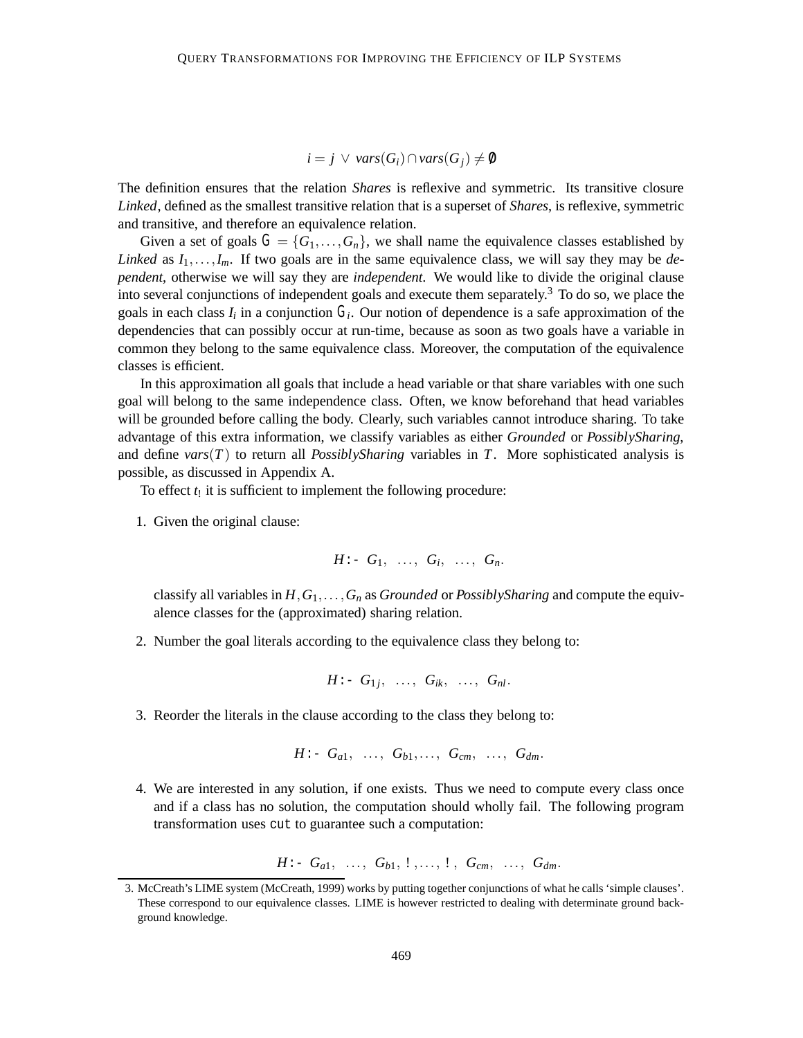$$i = j \lor vars(G_i) \cap vars(G_j) \neq \emptyset$$

The definition ensures that the relation *Shares* is reflexive and symmetric. Its transitive closure *Linked*, defined as the smallest transitive relation that is a superset of *Shares*, is reflexive, symmetric and transitive, and therefore an equivalence relation.

Given a set of goals $\mathsf{G} = \{G_1, \ldots, G_n\}$, we shall name the equivalence classes established by *Linked* as $I_1, \ldots, I_m$. If two goals are in the same equivalence class, we will say they may be *dependent*, otherwise we will say they are *independent*. We would like to divide the original clause into several conjunctions of independent goals and execute them separately.[3] To do so, we place the goals in each class $I_i$ in a conjunction $\mathsf{G}_i$. Our notion of dependence is a safe approximation of the dependencies that can possibly occur at run-time, because as soon as two goals have a variable in common they belong to the same equivalence class. Moreover, the computation of the equivalence classes is efficient.

In this approximation all goals that include a head variable or that share variables with one such goal will belong to the same independence class. Often, we know beforehand that head variables will be grounded before calling the body. Clearly, such variables cannot introduce sharing. To take advantage of this extra information, we classify variables as either *Grounded* or *PossiblySharing*, and define $vars(T)$ to return all *PossiblySharing* variables in $T$. More sophisticated analysis is possible, as discussed in Appendix A.

To effect $t_!$ it is sufficient to implement the following procedure:

1. Given the original clause:

   $$H \texttt{:-}\ G_1,\ \ldots,\ G_i,\ \ldots,\ G_n.$$

   classify all variables in $H, G_1, \ldots, G_n$ as *Grounded* or *PossiblySharing* and compute the equivalence classes for the (approximated) sharing relation.

2. Number the goal literals according to the equivalence class they belong to:

   $$H \texttt{:-}\ G_{1j},\ \ldots,\ G_{ik},\ \ldots,\ G_{nl}.$$

3. Reorder the literals in the clause according to the class they belong to:

   $$H \texttt{:-}\ G_{a1},\ \ldots,\ G_{b1}, \ldots,\ G_{cm},\ \ldots,\ G_{dm}.$$

4. We are interested in any solution, if one exists. Thus we need to compute every class once and if a class has no solution, the computation should wholly fail. The following program transformation uses `cut` to guarantee such a computation:

   $$H \texttt{:-}\ G_{a1},\ \ldots,\ G_{b1},\ !\,, \ldots,\ !\,,\ G_{cm},\ \ldots,\ G_{dm}.$$

---

3. McCreath's LIME system (McCreath, 1999) works by putting together conjunctions of what he calls 'simple clauses'. These correspond to our equivalence classes. LIME is however restricted to dealing with determinate ground background knowledge.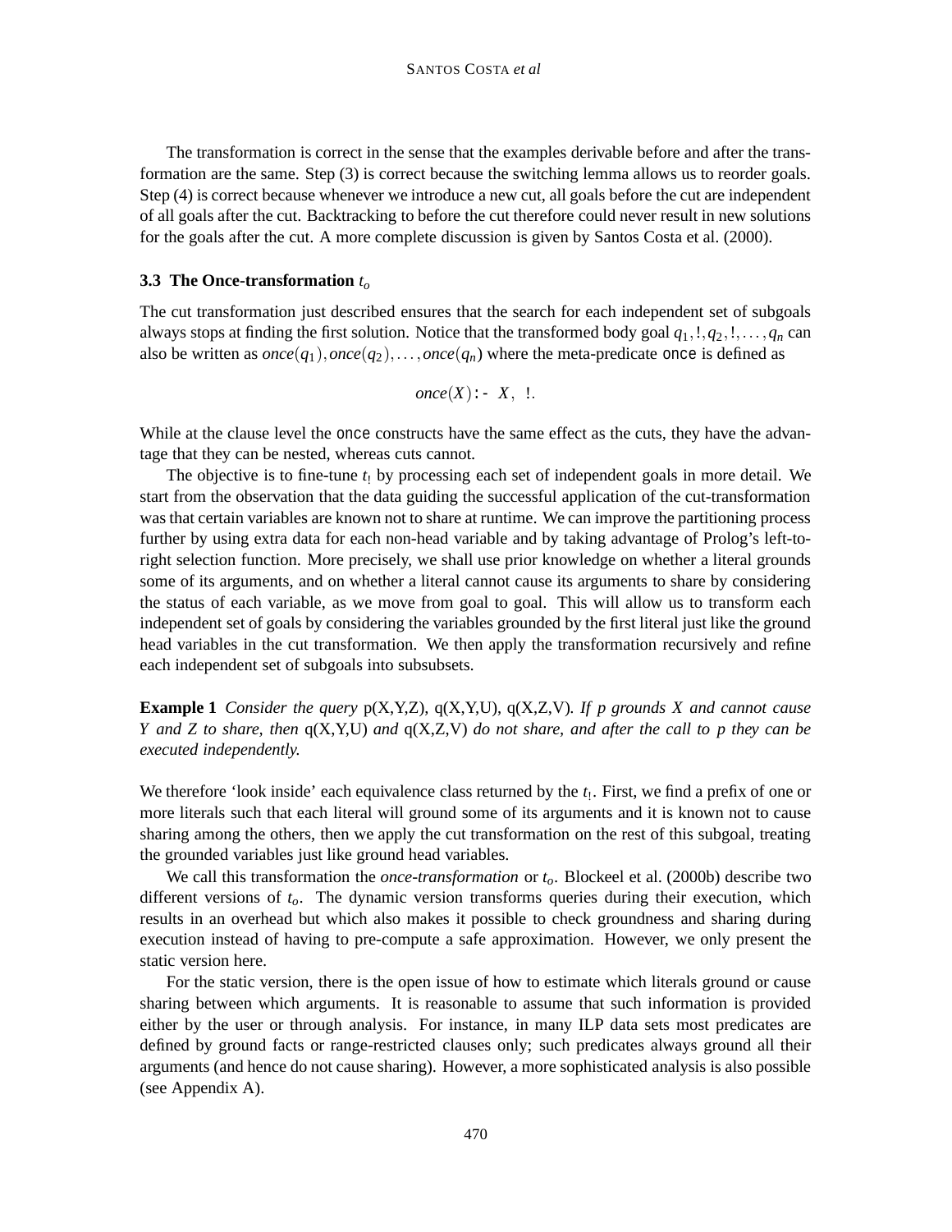The transformation is correct in the sense that the examples derivable before and after the transformation are the same. Step (3) is correct because the switching lemma allows us to reorder goals. Step (4) is correct because whenever we introduce a new cut, all goals before the cut are independent of all goals after the cut. Backtracking to before the cut therefore could never result in new solutions for the goals after the cut. A more complete discussion is given by Santos Costa et al. (2000).

### 3.3 The Once-transformation $t_o$

The cut transformation just described ensures that the search for each independent set of subgoals always stops at finding the first solution. Notice that the transformed body goal $q_1, !, q_2, !, \ldots, q_n$ can also be written as $once(q_1), once(q_2), \ldots, once(q_n)$ where the meta-predicate `once` is defined as

$$once(X) \texttt{:-}\ X,\ !.$$

While at the clause level the `once` constructs have the same effect as the cuts, they have the advantage that they can be nested, whereas cuts cannot.

The objective is to fine-tune $t_!$ by processing each set of independent goals in more detail. We start from the observation that the data guiding the successful application of the cut-transformation was that certain variables are known not to share at runtime. We can improve the partitioning process further by using extra data for each non-head variable and by taking advantage of Prolog's left-to-right selection function. More precisely, we shall use prior knowledge on whether a literal grounds some of its arguments, and on whether a literal cannot cause its arguments to share by considering the status of each variable, as we move from goal to goal. This will allow us to transform each independent set of goals by considering the variables grounded by the first literal just like the ground head variables in the cut transformation. We then apply the transformation recursively and refine each independent set of subgoals into subsubsets.

**Example 1** *Consider the query* p(X,Y,Z), q(X,Y,U), q(X,Z,V). *If p grounds X and cannot cause Y and Z to share, then* q(X,Y,U) *and* q(X,Z,V) *do not share, and after the call to p they can be executed independently.*

We therefore 'look inside' each equivalence class returned by the $t_!$. First, we find a prefix of one or more literals such that each literal will ground some of its arguments and it is known not to cause sharing among the others, then we apply the cut transformation on the rest of this subgoal, treating the grounded variables just like ground head variables.

We call this transformation the *once-transformation* or $t_o$. Blockeel et al. (2000b) describe two different versions of $t_o$. The dynamic version transforms queries during their execution, which results in an overhead but which also makes it possible to check groundness and sharing during execution instead of having to pre-compute a safe approximation. However, we only present the static version here.

For the static version, there is the open issue of how to estimate which literals ground or cause sharing between which arguments. It is reasonable to assume that such information is provided either by the user or through analysis. For instance, in many ILP data sets most predicates are defined by ground facts or range-restricted clauses only; such predicates always ground all their arguments (and hence do not cause sharing). However, a more sophisticated analysis is also possible (see Appendix A).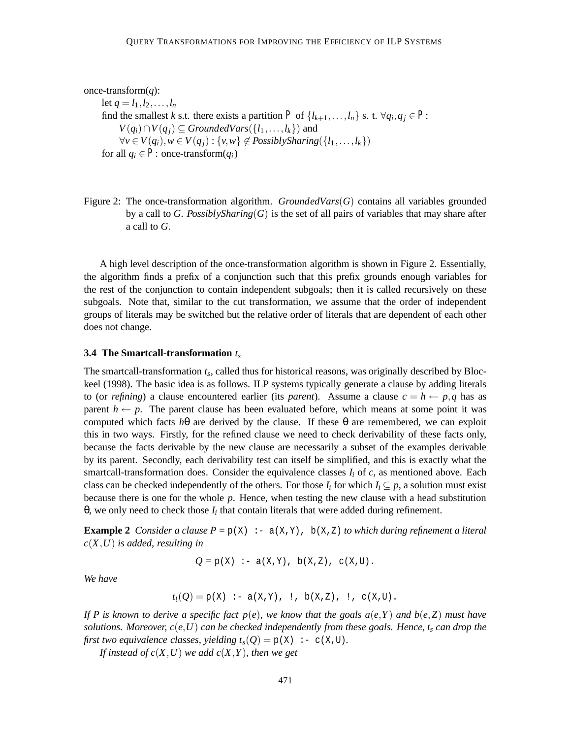once-transform($q$):

  let $q = l_1, l_2, \ldots, l_n$

  find the smallest $k$ s.t. there exists a partition $\mathcal{P}$ of $\{l_{k+1}, \ldots, l_n\}$ s. t. $\forall q_i, q_j \in \mathcal{P}$ :

    $V(q_i) \cap V(q_j) \subseteq GroundedVars(\{l_1, \ldots, l_k\})$ and

    $\forall v \in V(q_i), w \in V(q_j) : \{v, w\} \notin PossiblySharing(\{l_1, \ldots, l_k\})$

  for all $q_i \in \mathcal{P}$ : once-transform($q_i$)

Figure 2: The once-transformation algorithm. $GroundedVars(G)$ contains all variables grounded by a call to $G$. $PossiblySharing(G)$ is the set of all pairs of variables that may share after a call to $G$.

A high level description of the once-transformation algorithm is shown in Figure 2. Essentially, the algorithm finds a prefix of a conjunction such that this prefix grounds enough variables for the rest of the conjunction to contain independent subgoals; then it is called recursively on these subgoals. Note that, similar to the cut transformation, we assume that the order of independent groups of literals may be switched but the relative order of literals that are dependent of each other does not change.

### 3.4 The Smartcall-transformation $t_s$

The smartcall-transformation $t_s$, called thus for historical reasons, was originally described by Blockeel (1998). The basic idea is as follows. ILP systems typically generate a clause by adding literals to (or *refining*) a clause encountered earlier (its *parent*). Assume a clause $c = h \leftarrow p, q$ has as parent $h \leftarrow p$. The parent clause has been evaluated before, which means at some point it was computed which facts $h\theta$ are derived by the clause. If these $\theta$ are remembered, we can exploit this in two ways. Firstly, for the refined clause we need to check derivability of these facts only, because the facts derivable by the new clause are necessarily a subset of the examples derivable by its parent. Secondly, each derivability test can itself be simplified, and this is exactly what the smartcall-transformation does. Consider the equivalence classes $I_i$ of $c$, as mentioned above. Each class can be checked independently of the others. For those $I_i$ for which $I_i \subseteq p$, a solution must exist because there is one for the whole $p$. Hence, when testing the new clause with a head substitution $\theta$, we only need to check those $I_i$ that contain literals that were added during refinement.

**Example 2** *Consider a clause $P$ =* `p(X) :- a(X,Y), b(X,Z)` *to which during refinement a literal $c(X,U)$ is added, resulting in*

$Q$ = `p(X) :- a(X,Y), b(X,Z), c(X,U).`

*We have*

$t_!(Q)$ = `p(X) :- a(X,Y), !, b(X,Z), !, c(X,U).`

*If $P$ is known to derive a specific fact $p(e)$, we know that the goals $a(e,Y)$ and $b(e,Z)$ must have solutions. Moreover, $c(e,U)$ can be checked independently from these goals. Hence, $t_s$ can drop the first two equivalence classes, yielding $t_s(Q)$ =* `p(X) :- c(X,U)`.

*If instead of $c(X,U)$ we add $c(X,Y)$, then we get*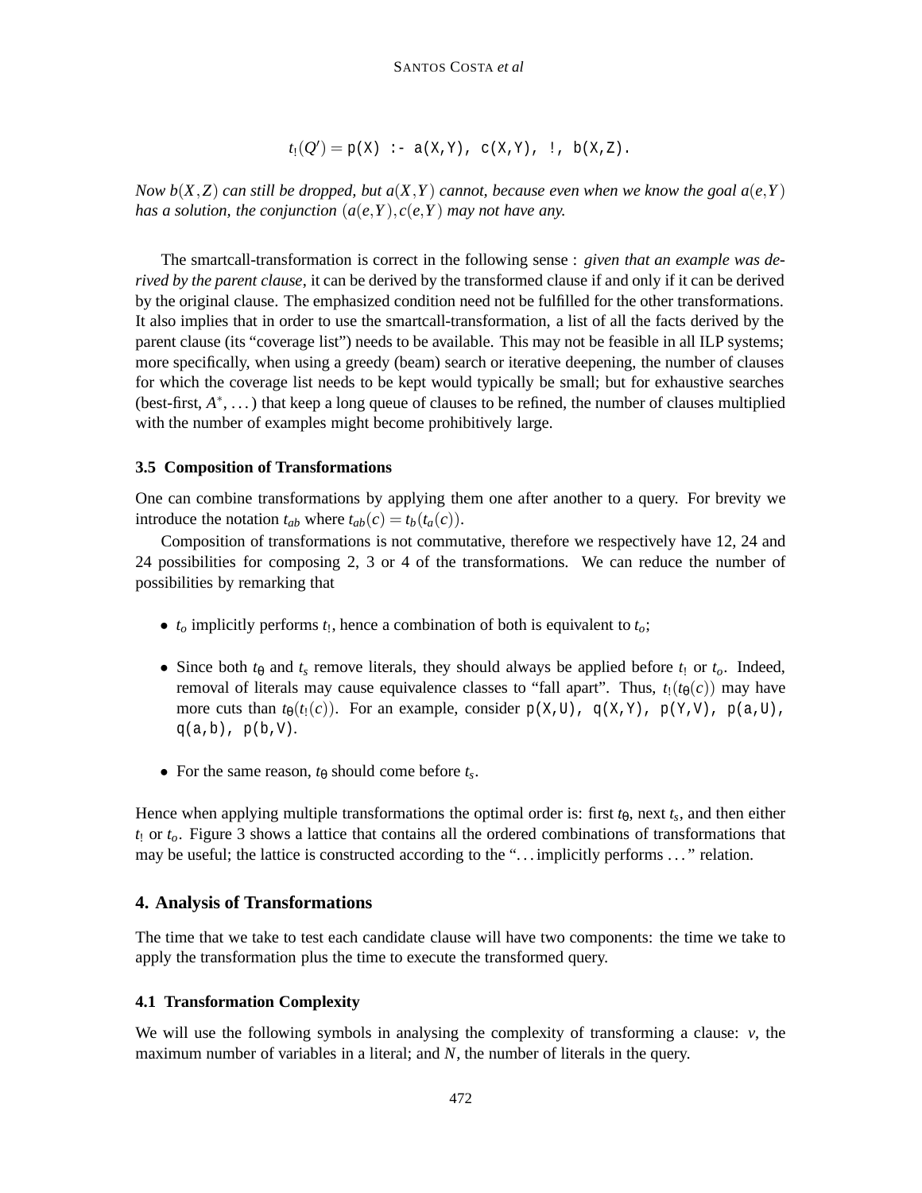$t_!(Q') =$ `p(X) :- a(X,Y), c(X,Y), !, b(X,Z).`

*Now $b(X,Z)$ can still be dropped, but $a(X,Y)$ cannot, because even when we know the goal $a(e,Y)$ has a solution, the conjunction $(a(e,Y), c(e,Y))$ may not have any.*

The smartcall-transformation is correct in the following sense : *given that an example was derived by the parent clause*, it can be derived by the transformed clause if and only if it can be derived by the original clause. The emphasized condition need not be fulfilled for the other transformations. It also implies that in order to use the smartcall-transformation, a list of all the facts derived by the parent clause (its "coverage list") needs to be available. This may not be feasible in all ILP systems; more specifically, when using a greedy (beam) search or iterative deepening, the number of clauses for which the coverage list needs to be kept would typically be small; but for exhaustive searches (best-first, $A^*$, ...) that keep a long queue of clauses to be refined, the number of clauses multiplied with the number of examples might become prohibitively large.

### 3.5 Composition of Transformations

One can combine transformations by applying them one after another to a query. For brevity we introduce the notation $t_{ab}$ where $t_{ab}(c) = t_b(t_a(c))$.

Composition of transformations is not commutative, therefore we respectively have 12, 24 and 24 possibilities for composing 2, 3 or 4 of the transformations. We can reduce the number of possibilities by remarking that

- $t_o$ implicitly performs $t_!$, hence a combination of both is equivalent to $t_o$;
- Since both $t_\theta$ and $t_s$ remove literals, they should always be applied before $t_!$ or $t_o$. Indeed, removal of literals may cause equivalence classes to "fall apart". Thus, $t_!(t_\theta(c))$ may have more cuts than $t_\theta(t_!(c))$. For an example, consider `p(X,U), q(X,Y), p(Y,V), p(a,U), q(a,b), p(b,V)`.
- For the same reason, $t_\theta$ should come before $t_s$.

Hence when applying multiple transformations the optimal order is: first $t_\theta$, next $t_s$, and then either $t_!$ or $t_o$. Figure 3 shows a lattice that contains all the ordered combinations of transformations that may be useful; the lattice is constructed according to the "...implicitly performs ..." relation.

## 4. Analysis of Transformations

The time that we take to test each candidate clause will have two components: the time we take to apply the transformation plus the time to execute the transformed query.

### 4.1 Transformation Complexity

We will use the following symbols in analysing the complexity of transforming a clause: $v$, the maximum number of variables in a literal; and $N$, the number of literals in the query.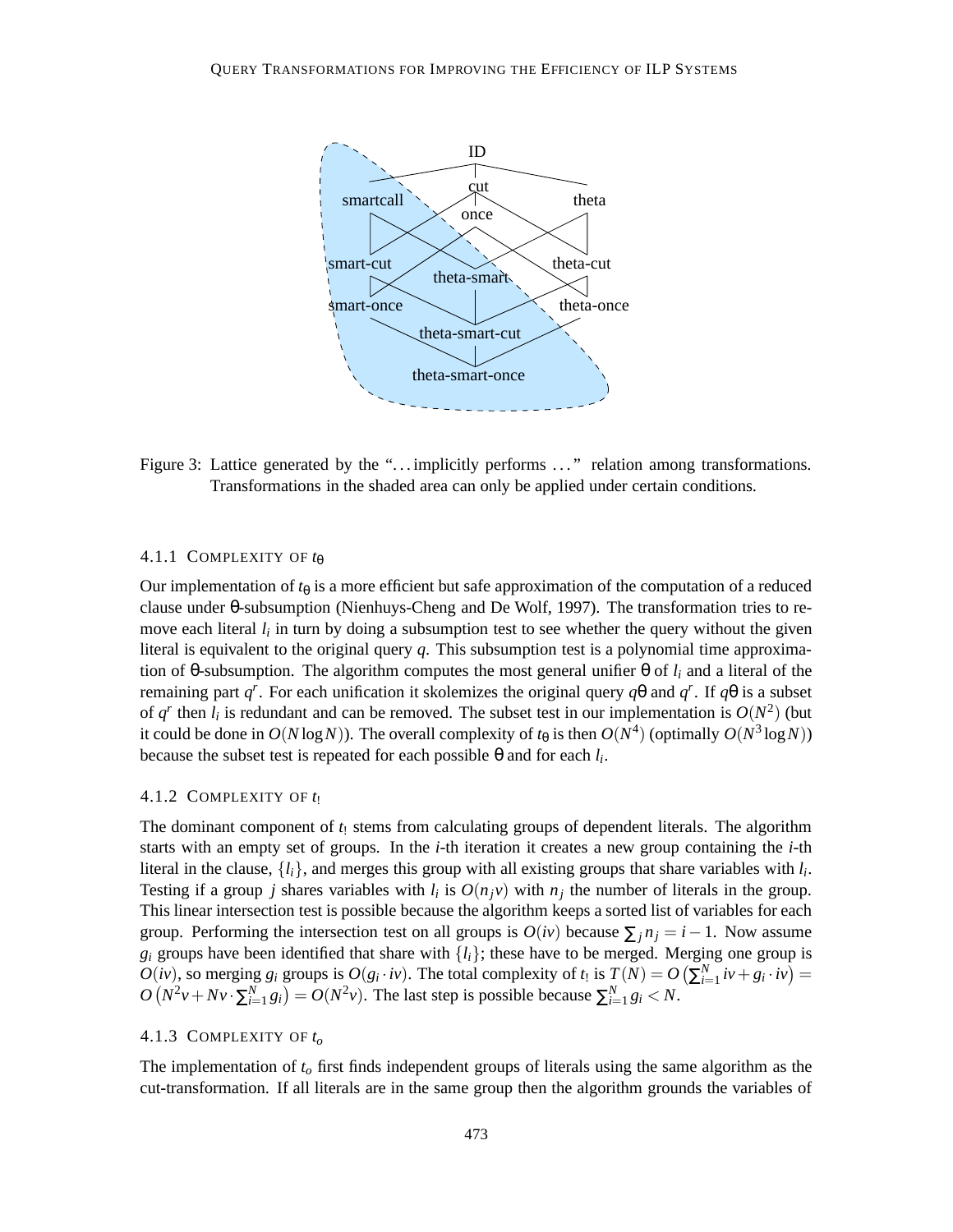Figure 3: Lattice generated by the "...implicitly performs ..." relation among transformations. Transformations in the shaded area can only be applied under certain conditions.

#### 4.1.1 Complexity of $t_\theta$

Our implementation of $t_\theta$ is a more efficient but safe approximation of the computation of a reduced clause under θ-subsumption (Nienhuys-Cheng and De Wolf, 1997). The transformation tries to remove each literal $l_i$ in turn by doing a subsumption test to see whether the query without the given literal is equivalent to the original query $q$. This subsumption test is a polynomial time approximation of θ-subsumption. The algorithm computes the most general unifier θ of $l_i$ and a literal of the remaining part $q^r$. For each unification it skolemizes the original query $q\theta$ and $q^r$. If $q\theta$ is a subset of $q^r$ then $l_i$ is redundant and can be removed. The subset test in our implementation is $O(N^2)$ (but it could be done in $O(N \log N)$). The overall complexity of $t_\theta$ is then $O(N^4)$ (optimally $O(N^3 \log N)$) because the subset test is repeated for each possible θ and for each $l_i$.

#### 4.1.2 Complexity of $t_!$

The dominant component of $t_!$ stems from calculating groups of dependent literals. The algorithm starts with an empty set of groups. In the $i$-th iteration it creates a new group containing the $i$-th literal in the clause, $\{l_i\}$, and merges this group with all existing groups that share variables with $l_i$. Testing if a group $j$ shares variables with $l_i$ is $O(n_j v)$ with $n_j$ the number of literals in the group. This linear intersection test is possible because the algorithm keeps a sorted list of variables for each group. Performing the intersection test on all groups is $O(iv)$ because $\sum_j n_j = i-1$. Now assume $g_i$ groups have been identified that share with $\{l_i\}$; these have to be merged. Merging one group is $O(iv)$, so merging $g_i$ groups is $O(g_i \cdot iv)$. The total complexity of $t_!$ is $T(N) = O\left(\sum_{i=1}^{N} iv + g_i \cdot iv\right) = O\left(N^2 v + Nv \cdot \sum_{i=1}^{N} g_i\right) = O(N^2 v)$. The last step is possible because $\sum_{i=1}^{N} g_i < N$.

#### 4.1.3 Complexity of $t_o$

The implementation of $t_o$ first finds independent groups of literals using the same algorithm as the cut-transformation. If all literals are in the same group then the algorithm grounds the variables of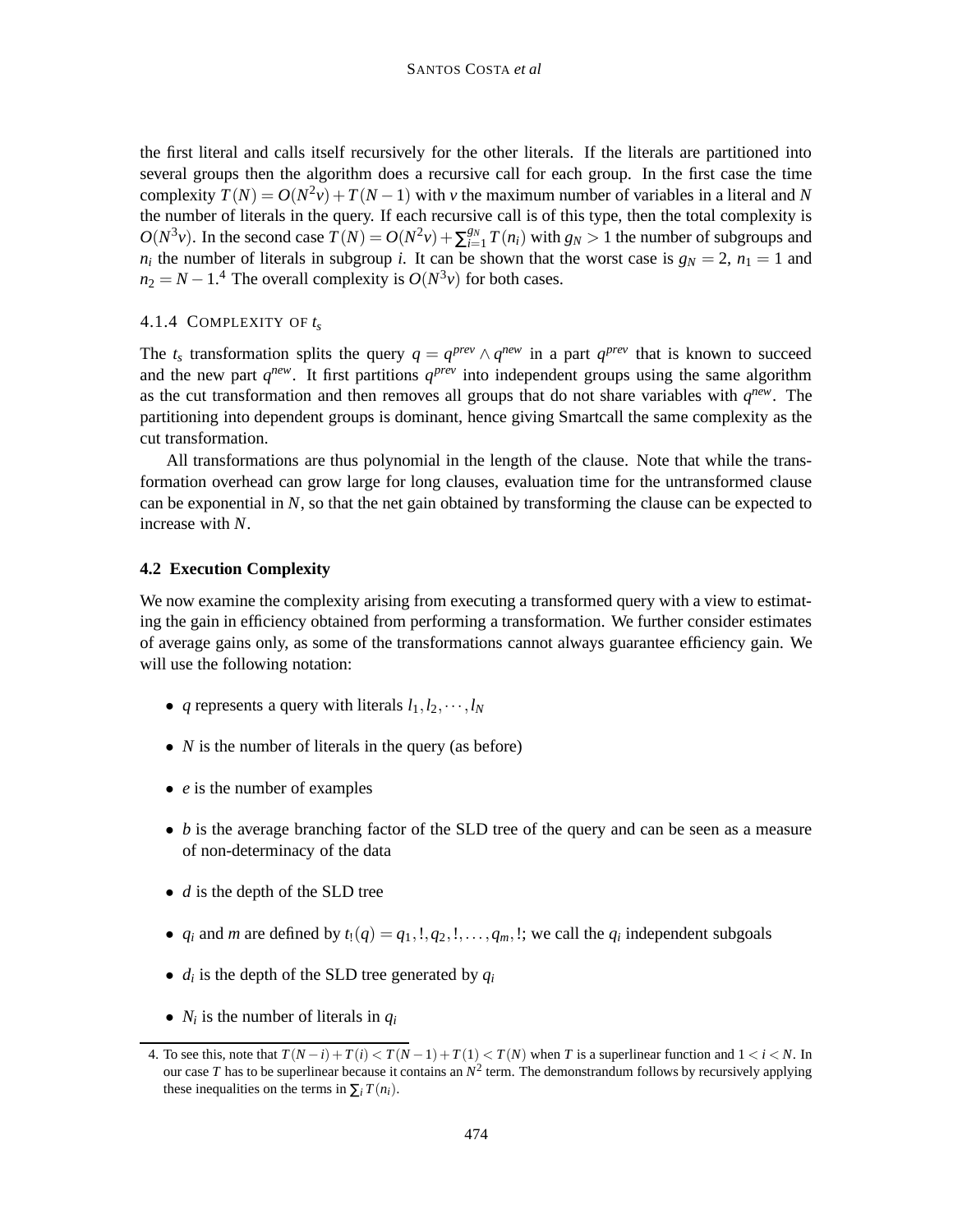the first literal and calls itself recursively for the other literals. If the literals are partitioned into several groups then the algorithm does a recursive call for each group. In the first case the time complexity $T(N) = O(N^2 v) + T(N-1)$ with $v$ the maximum number of variables in a literal and $N$ the number of literals in the query. If each recursive call is of this type, then the total complexity is $O(N^3 v)$. In the second case $T(N) = O(N^2 v) + \sum_{i=1}^{g_N} T(n_i)$ with $g_N > 1$ the number of subgroups and $n_i$ the number of literals in subgroup $i$. It can be shown that the worst case is $g_N = 2$, $n_1 = 1$ and $n_2 = N-1$.[4] The overall complexity is $O(N^3 v)$ for both cases.

#### 4.1.4 Complexity of $t_s$

The $t_s$ transformation splits the query $q = q^{prev} \wedge q^{new}$ in a part $q^{prev}$ that is known to succeed and the new part $q^{new}$. It first partitions $q^{prev}$ into independent groups using the same algorithm as the cut transformation and then removes all groups that do not share variables with $q^{new}$. The partitioning into dependent groups is dominant, hence giving Smartcall the same complexity as the cut transformation.

All transformations are thus polynomial in the length of the clause. Note that while the transformation overhead can grow large for long clauses, evaluation time for the untransformed clause can be exponential in $N$, so that the net gain obtained by transforming the clause can be expected to increase with $N$.

### 4.2 Execution Complexity

We now examine the complexity arising from executing a transformed query with a view to estimating the gain in efficiency obtained from performing a transformation. We further consider estimates of average gains only, as some of the transformations cannot always guarantee efficiency gain. We will use the following notation:

- $q$ represents a query with literals $l_1, l_2, \cdots, l_N$
- $N$ is the number of literals in the query (as before)
- $e$ is the number of examples
- $b$ is the average branching factor of the SLD tree of the query and can be seen as a measure of non-determinacy of the data
- $d$ is the depth of the SLD tree
- $q_i$ and $m$ are defined by $t_!(q) = q_1, !, q_2, !, \ldots, q_m, !$; we call the $q_i$ independent subgoals
- $d_i$ is the depth of the SLD tree generated by $q_i$
- $N_i$ is the number of literals in $q_i$

---

4. To see this, note that $T(N-i) + T(i) < T(N-1) + T(1) < T(N)$ when $T$ is a superlinear function and $1 < i < N$. In our case $T$ has to be superlinear because it contains an $N^2$ term. The demonstrandum follows by recursively applying these inequalities on the terms in $\sum_i T(n_i)$.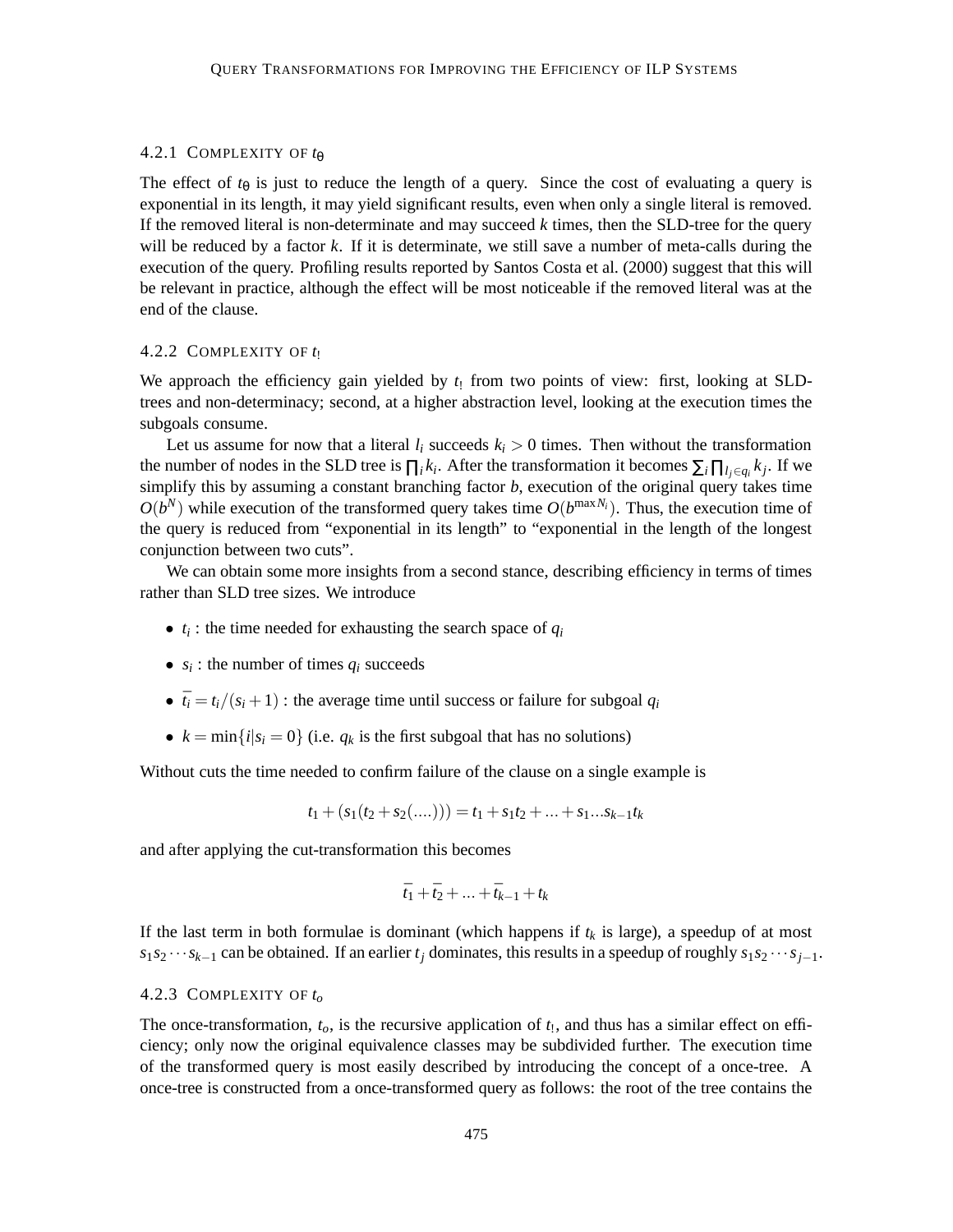#### 4.2.1 Complexity of $t_\theta$

The effect of $t_\theta$ is just to reduce the length of a query. Since the cost of evaluating a query is exponential in its length, it may yield significant results, even when only a single literal is removed. If the removed literal is non-determinate and may succeed $k$ times, then the SLD-tree for the query will be reduced by a factor $k$. If it is determinate, we still save a number of meta-calls during the execution of the query. Profiling results reported by Santos Costa et al. (2000) suggest that this will be relevant in practice, although the effect will be most noticeable if the removed literal was at the end of the clause.

#### 4.2.2 Complexity of $t_!$

We approach the efficiency gain yielded by $t_!$ from two points of view: first, looking at SLD-trees and non-determinacy; second, at a higher abstraction level, looking at the execution times the subgoals consume.

Let us assume for now that a literal $l_i$ succeeds $k_i > 0$ times. Then without the transformation the number of nodes in the SLD tree is $\prod_i k_i$. After the transformation it becomes $\sum_i \prod_{l_j \in q_i} k_j$. If we simplify this by assuming a constant branching factor $b$, execution of the original query takes time $O(b^N)$ while execution of the transformed query takes time $O(b^{\max N_i})$. Thus, the execution time of the query is reduced from "exponential in its length" to "exponential in the length of the longest conjunction between two cuts".

We can obtain some more insights from a second stance, describing efficiency in terms of times rather than SLD tree sizes. We introduce

- $t_i$ : the time needed for exhausting the search space of $q_i$
- $s_i$ : the number of times $q_i$ succeeds
- $\bar{t_i} = t_i/(s_i+1)$ : the average time until success or failure for subgoal $q_i$
- $k = \min\{i | s_i = 0\}$ (i.e. $q_k$ is the first subgoal that has no solutions)

Without cuts the time needed to confirm failure of the clause on a single example is

$$t_1 + (s_1(t_2 + s_2(....))) = t_1 + s_1 t_2 + ... + s_1 ... s_{k-1} t_k$$

and after applying the cut-transformation this becomes

$$\bar{t_1} + \bar{t_2} + ... + \bar{t}_{k-1} + t_k$$

If the last term in both formulae is dominant (which happens if $t_k$ is large), a speedup of at most $s_1 s_2 \cdots s_{k-1}$ can be obtained. If an earlier $t_j$ dominates, this results in a speedup of roughly $s_1 s_2 \cdots s_{j-1}$.

#### 4.2.3 Complexity of $t_o$

The once-transformation, $t_o$, is the recursive application of $t_!$, and thus has a similar effect on efficiency; only now the original equivalence classes may be subdivided further. The execution time of the transformed query is most easily described by introducing the concept of a once-tree. A once-tree is constructed from a once-transformed query as follows: the root of the tree contains the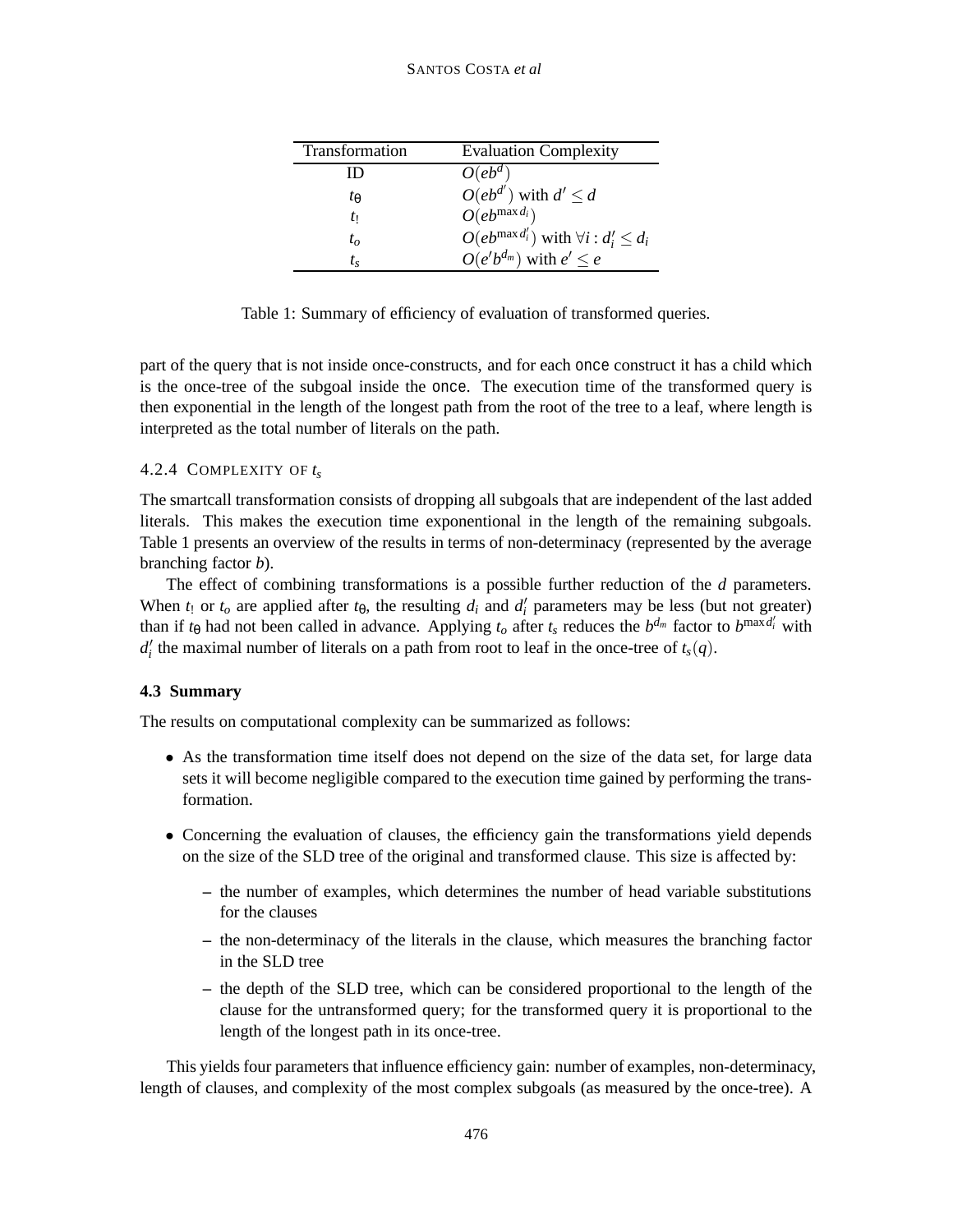| Transformation | Evaluation Complexity |
|---|---|
| ID | $O(eb^d)$ |
| $t_\theta$ | $O(eb^{d'})$ with $d' \leq d$ |
| $t_!$ | $O(eb^{\max d_i})$ |
| $t_o$ | $O(eb^{\max d'_i})$ with $\forall i : d'_i \leq d_i$ |
| $t_s$ | $O(e'b^{d_m})$ with $e' \leq e$ |

Table 1: Summary of efficiency of evaluation of transformed queries.

part of the query that is not inside once-constructs, and for each `once` construct it has a child which is the once-tree of the subgoal inside the `once`. The execution time of the transformed query is then exponential in the length of the longest path from the root of the tree to a leaf, where length is interpreted as the total number of literals on the path.

#### 4.2.4 Complexity of $t_s$

The smartcall transformation consists of dropping all subgoals that are independent of the last added literals. This makes the execution time exponentional in the length of the remaining subgoals. Table 1 presents an overview of the results in terms of non-determinacy (represented by the average branching factor $b$).

The effect of combining transformations is a possible further reduction of the $d$ parameters. When $t_!$ or $t_o$ are applied after $t_\theta$, the resulting $d_i$ and $d'_i$ parameters may be less (but not greater) than if $t_\theta$ had not been called in advance. Applying $t_o$ after $t_s$ reduces the $b^{d_m}$ factor to $b^{\max d'_i}$ with $d'_i$ the maximal number of literals on a path from root to leaf in the once-tree of $t_s(q)$.

### 4.3 Summary

The results on computational complexity can be summarized as follows:

- As the transformation time itself does not depend on the size of the data set, for large data sets it will become negligible compared to the execution time gained by performing the transformation.
- Concerning the evaluation of clauses, the efficiency gain the transformations yield depends on the size of the SLD tree of the original and transformed clause. This size is affected by:
  - the number of examples, which determines the number of head variable substitutions for the clauses
  - the non-determinacy of the literals in the clause, which measures the branching factor in the SLD tree
  - the depth of the SLD tree, which can be considered proportional to the length of the clause for the untransformed query; for the transformed query it is proportional to the length of the longest path in its once-tree.

This yields four parameters that influence efficiency gain: number of examples, non-determinacy, length of clauses, and complexity of the most complex subgoals (as measured by the once-tree). A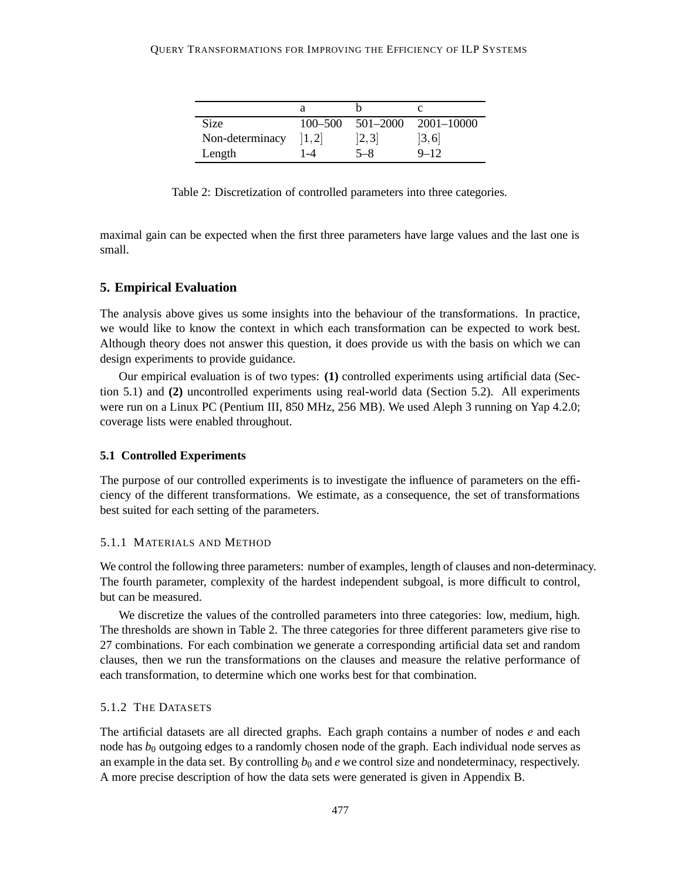|  | a | b | c |
|---|---|---|---|
| Size | 100–500 | 501–2000 | 2001–10000 |
| Non-determinacy | $]1,2]$ | $]2,3]$ | $]3,6]$ |
| Length | 1-4 | 5–8 | 9–12 |

Table 2: Discretization of controlled parameters into three categories.

maximal gain can be expected when the first three parameters have large values and the last one is small.

## 5. Empirical Evaluation

The analysis above gives us some insights into the behaviour of the transformations. In practice, we would like to know the context in which each transformation can be expected to work best. Although theory does not answer this question, it does provide us with the basis on which we can design experiments to provide guidance.

Our empirical evaluation is of two types: **(1)** controlled experiments using artificial data (Section 5.1) and **(2)** uncontrolled experiments using real-world data (Section 5.2). All experiments were run on a Linux PC (Pentium III, 850 MHz, 256 MB). We used Aleph 3 running on Yap 4.2.0; coverage lists were enabled throughout.

### 5.1 Controlled Experiments

The purpose of our controlled experiments is to investigate the influence of parameters on the efficiency of the different transformations. We estimate, as a consequence, the set of transformations best suited for each setting of the parameters.

#### 5.1.1 Materials and Method

We control the following three parameters: number of examples, length of clauses and non-determinacy. The fourth parameter, complexity of the hardest independent subgoal, is more difficult to control, but can be measured.

We discretize the values of the controlled parameters into three categories: low, medium, high. The thresholds are shown in Table 2. The three categories for three different parameters give rise to 27 combinations. For each combination we generate a corresponding artificial data set and random clauses, then we run the transformations on the clauses and measure the relative performance of each transformation, to determine which one works best for that combination.

#### 5.1.2 The Datasets

The artificial datasets are all directed graphs. Each graph contains a number of nodes $e$ and each node has $b_0$ outgoing edges to a randomly chosen node of the graph. Each individual node serves as an example in the data set. By controlling $b_0$ and $e$ we control size and nondeterminacy, respectively. A more precise description of how the data sets were generated is given in Appendix B.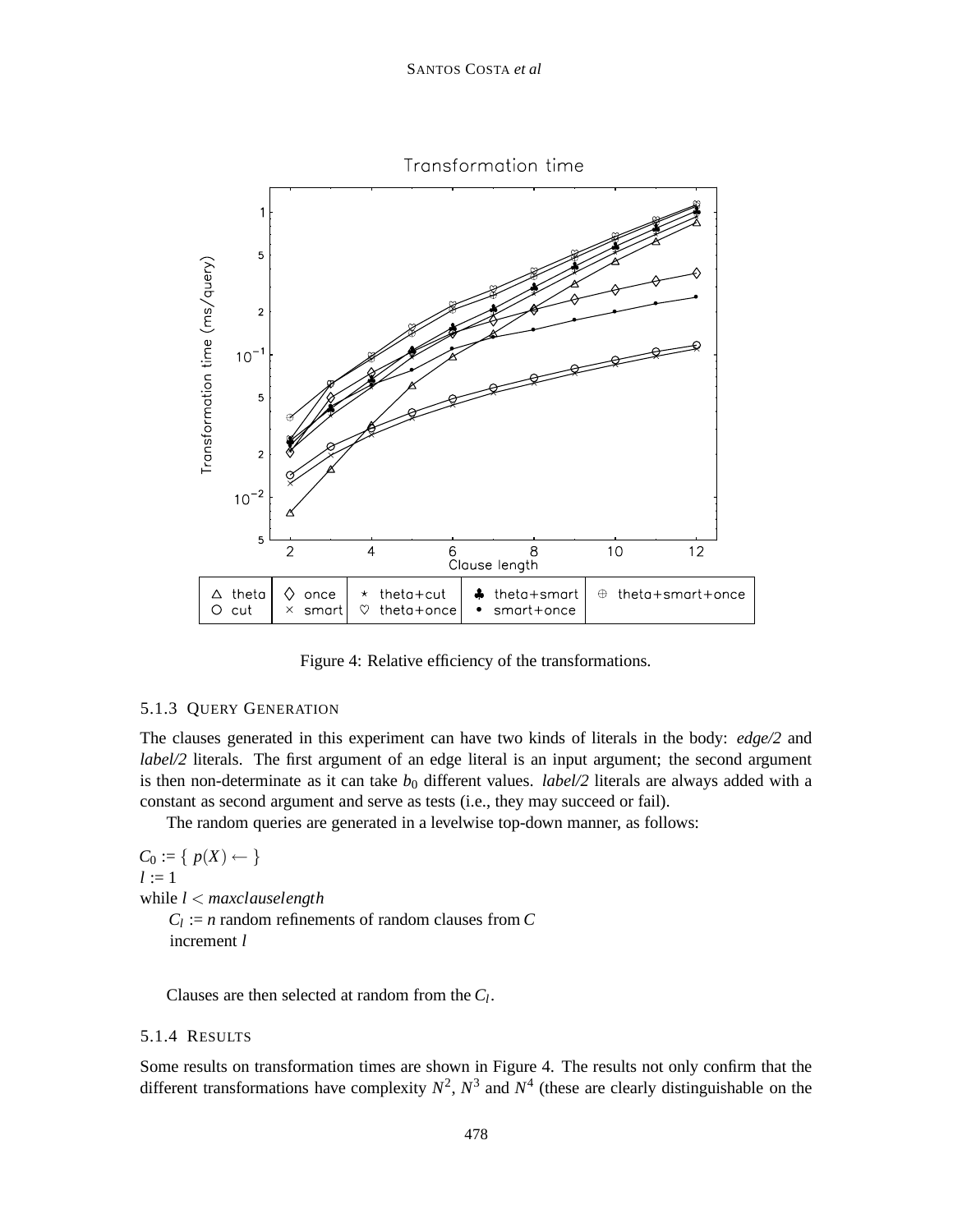Figure 4: Relative efficiency of the transformations.

#### 5.1.3 QUERY GENERATION

The clauses generated in this experiment can have two kinds of literals in the body: *edge/2* and *label/2* literals. The first argument of an edge literal is an input argument; the second argument is then non-determinate as it can take $b_0$ different values. *label/2* literals are always added with a constant as second argument and serve as tests (i.e., they may succeed or fail).

The random queries are generated in a levelwise top-down manner, as follows:

$C_0 := \{\, p(X) \leftarrow \,\}$
$l := 1$
while $l < maxclauselength$
  $C_l := n$ random refinements of random clauses from $C$
  increment $l$

Clauses are then selected at random from the $C_l$.

#### 5.1.4 RESULTS

Some results on transformation times are shown in Figure 4. The results not only confirm that the different transformations have complexity $N^2$, $N^3$ and $N^4$ (these are clearly distinguishable on the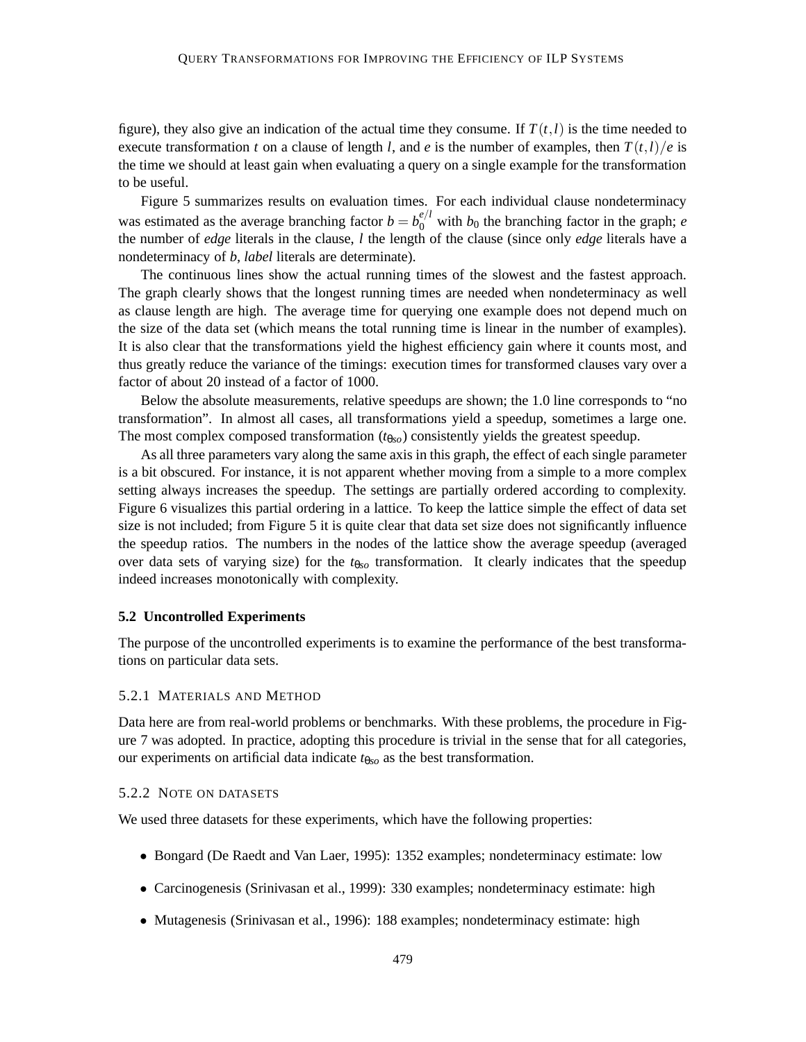figure), they also give an indication of the actual time they consume. If $T(t,l)$ is the time needed to execute transformation $t$ on a clause of length $l$, and $e$ is the number of examples, then $T(t,l)/e$ is the time we should at least gain when evaluating a query on a single example for the transformation to be useful.

Figure 5 summarizes results on evaluation times. For each individual clause nondeterminacy was estimated as the average branching factor $b = b_0^{e/l}$ with $b_0$ the branching factor in the graph; $e$ the number of *edge* literals in the clause, $l$ the length of the clause (since only *edge* literals have a nondeterminacy of $b$, *label* literals are determinate).

The continuous lines show the actual running times of the slowest and the fastest approach. The graph clearly shows that the longest running times are needed when nondeterminacy as well as clause length are high. The average time for querying one example does not depend much on the size of the data set (which means the total running time is linear in the number of examples). It is also clear that the transformations yield the highest efficiency gain where it counts most, and thus greatly reduce the variance of the timings: execution times for transformed clauses vary over a factor of about 20 instead of a factor of 1000.

Below the absolute measurements, relative speedups are shown; the 1.0 line corresponds to "no transformation". In almost all cases, all transformations yield a speedup, sometimes a large one. The most complex composed transformation ($t_{\theta so}$) consistently yields the greatest speedup.

As all three parameters vary along the same axis in this graph, the effect of each single parameter is a bit obscured. For instance, it is not apparent whether moving from a simple to a more complex setting always increases the speedup. The settings are partially ordered according to complexity. Figure 6 visualizes this partial ordering in a lattice. To keep the lattice simple the effect of data set size is not included; from Figure 5 it is quite clear that data set size does not significantly influence the speedup ratios. The numbers in the nodes of the lattice show the average speedup (averaged over data sets of varying size) for the $t_{\theta so}$ transformation. It clearly indicates that the speedup indeed increases monotonically with complexity.

### 5.2 Uncontrolled Experiments

The purpose of the uncontrolled experiments is to examine the performance of the best transformations on particular data sets.

#### 5.2.1 Materials and Method

Data here are from real-world problems or benchmarks. With these problems, the procedure in Figure 7 was adopted. In practice, adopting this procedure is trivial in the sense that for all categories, our experiments on artificial data indicate $t_{\theta so}$ as the best transformation.

#### 5.2.2 Note on datasets

We used three datasets for these experiments, which have the following properties:

- Bongard (De Raedt and Van Laer, 1995): 1352 examples; nondeterminacy estimate: low
- Carcinogenesis (Srinivasan et al., 1999): 330 examples; nondeterminacy estimate: high
- Mutagenesis (Srinivasan et al., 1996): 188 examples; nondeterminacy estimate: high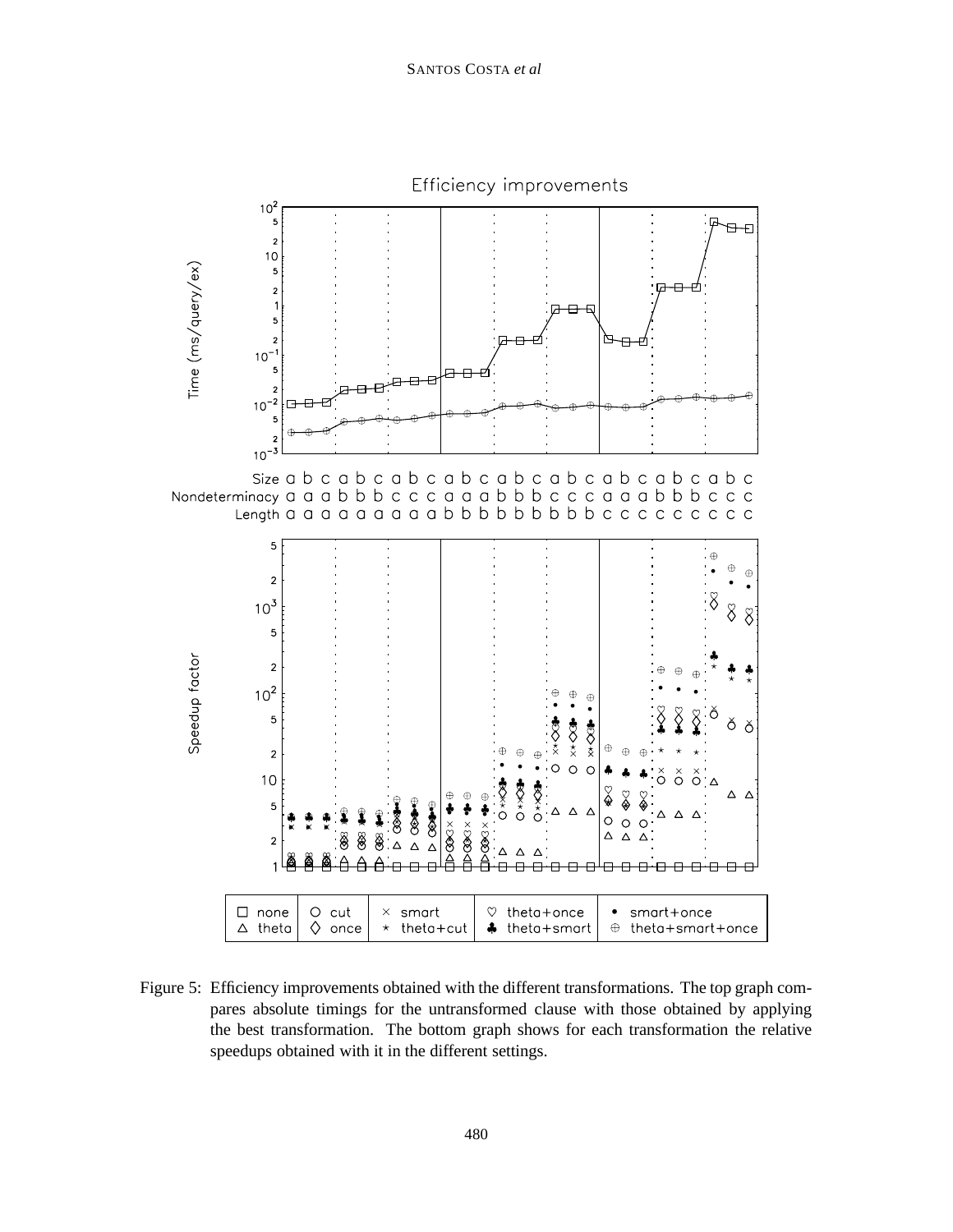Figure 5: Efficiency improvements obtained with the different transformations. The top graph compares absolute timings for the untransformed clause with those obtained by applying the best transformation. The bottom graph shows for each transformation the relative speedups obtained with it in the different settings.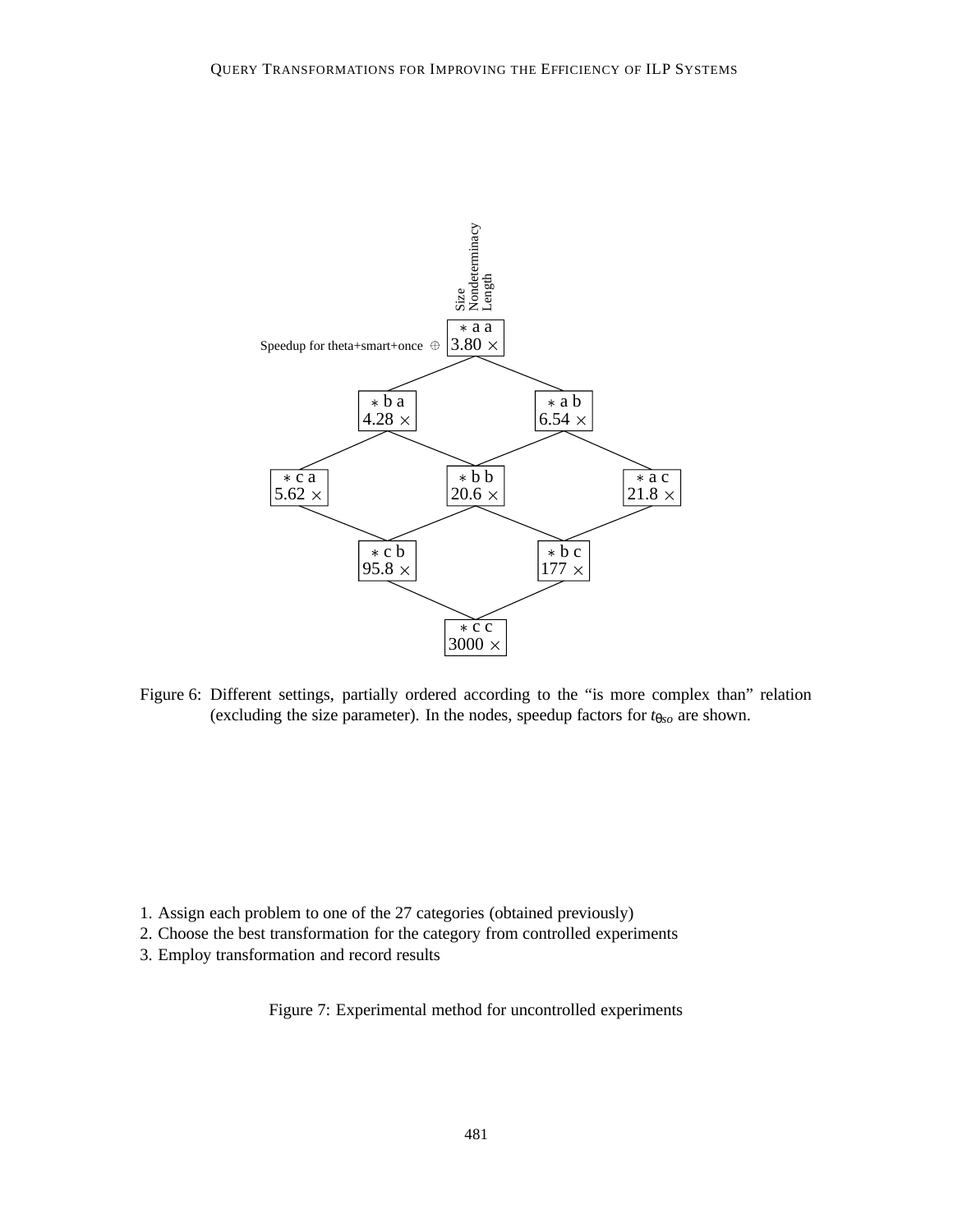Size
Nondeterminacy
Length

Speedup for theta+smart+once ⊕

| Node | Speedup |
|---|---|
| ∗ a a | 3.80 × |
| ∗ b a | 4.28 × |
| ∗ a b | 6.54 × |
| ∗ c a | 5.62 × |
| ∗ b b | 20.6 × |
| ∗ a c | 21.8 × |
| ∗ c b | 95.8 × |
| ∗ b c | 177 × |
| ∗ c c | 3000 × |

Figure 6: Different settings, partially ordered according to the "is more complex than" relation (excluding the size parameter). In the nodes, speedup factors for $t_{\theta so}$ are shown.

1. Assign each problem to one of the 27 categories (obtained previously)
2. Choose the best transformation for the category from controlled experiments
3. Employ transformation and record results

Figure 7: Experimental method for uncontrolled experiments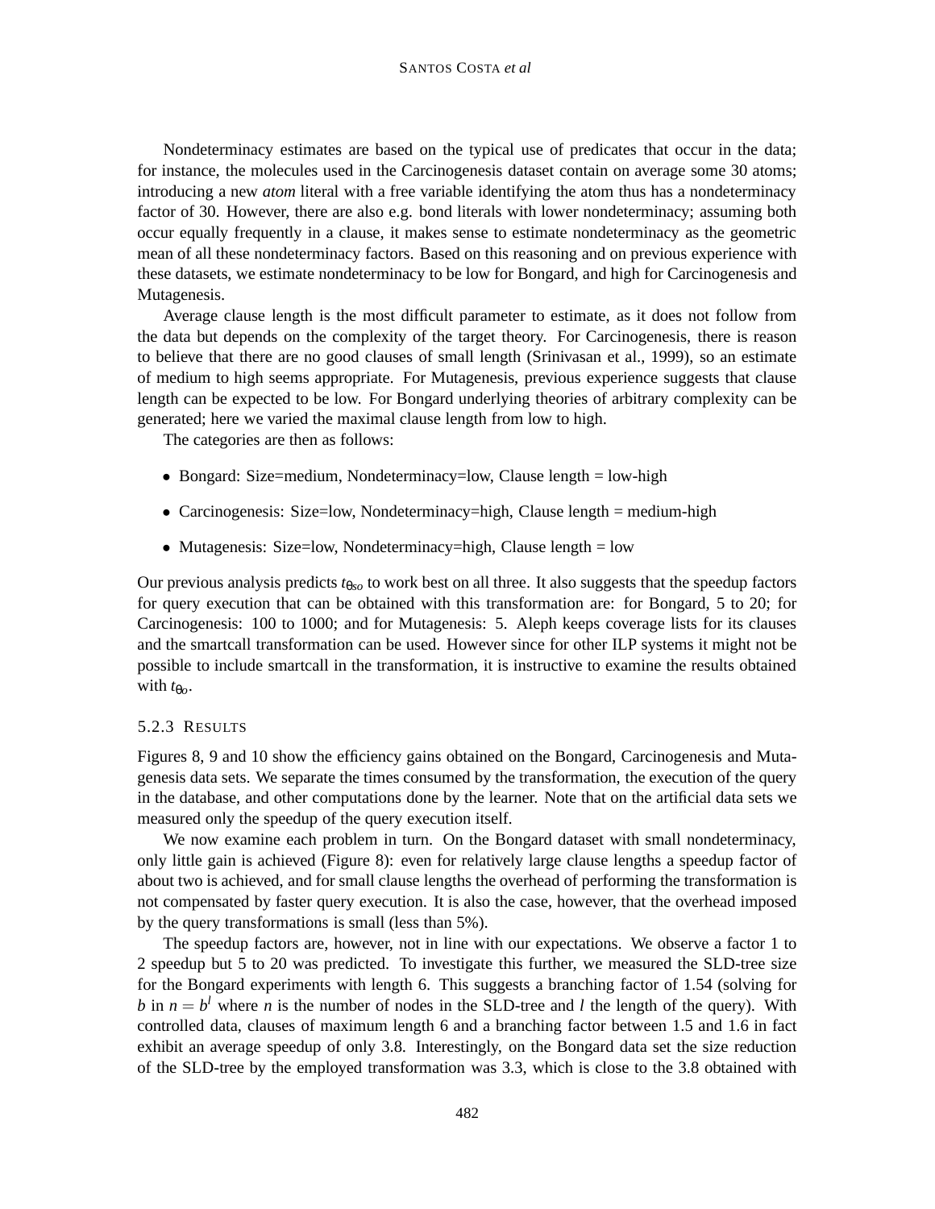Nondeterminacy estimates are based on the typical use of predicates that occur in the data; for instance, the molecules used in the Carcinogenesis dataset contain on average some 30 atoms; introducing a new *atom* literal with a free variable identifying the atom thus has a nondeterminacy factor of 30. However, there are also e.g. bond literals with lower nondeterminacy; assuming both occur equally frequently in a clause, it makes sense to estimate nondeterminacy as the geometric mean of all these nondeterminacy factors. Based on this reasoning and on previous experience with these datasets, we estimate nondeterminacy to be low for Bongard, and high for Carcinogenesis and Mutagenesis.

Average clause length is the most difficult parameter to estimate, as it does not follow from the data but depends on the complexity of the target theory. For Carcinogenesis, there is reason to believe that there are no good clauses of small length (Srinivasan et al., 1999), so an estimate of medium to high seems appropriate. For Mutagenesis, previous experience suggests that clause length can be expected to be low. For Bongard underlying theories of arbitrary complexity can be generated; here we varied the maximal clause length from low to high.

The categories are then as follows:

- Bongard: Size=medium, Nondeterminacy=low, Clause length = low-high
- Carcinogenesis: Size=low, Nondeterminacy=high, Clause length = medium-high
- Mutagenesis: Size=low, Nondeterminacy=high, Clause length = low

Our previous analysis predicts $t_{\theta so}$ to work best on all three. It also suggests that the speedup factors for query execution that can be obtained with this transformation are: for Bongard, 5 to 20; for Carcinogenesis: 100 to 1000; and for Mutagenesis: 5. Aleph keeps coverage lists for its clauses and the smartcall transformation can be used. However since for other ILP systems it might not be possible to include smartcall in the transformation, it is instructive to examine the results obtained with $t_{\theta o}$.

### 5.2.3 Results

Figures 8, 9 and 10 show the efficiency gains obtained on the Bongard, Carcinogenesis and Mutagenesis data sets. We separate the times consumed by the transformation, the execution of the query in the database, and other computations done by the learner. Note that on the artificial data sets we measured only the speedup of the query execution itself.

We now examine each problem in turn. On the Bongard dataset with small nondeterminacy, only little gain is achieved (Figure 8): even for relatively large clause lengths a speedup factor of about two is achieved, and for small clause lengths the overhead of performing the transformation is not compensated by faster query execution. It is also the case, however, that the overhead imposed by the query transformations is small (less than 5%).

The speedup factors are, however, not in line with our expectations. We observe a factor 1 to 2 speedup but 5 to 20 was predicted. To investigate this further, we measured the SLD-tree size for the Bongard experiments with length 6. This suggests a branching factor of 1.54 (solving for $b$ in $n = b^l$ where $n$ is the number of nodes in the SLD-tree and $l$ the length of the query). With controlled data, clauses of maximum length 6 and a branching factor between 1.5 and 1.6 in fact exhibit an average speedup of only 3.8. Interestingly, on the Bongard data set the size reduction of the SLD-tree by the employed transformation was 3.3, which is close to the 3.8 obtained with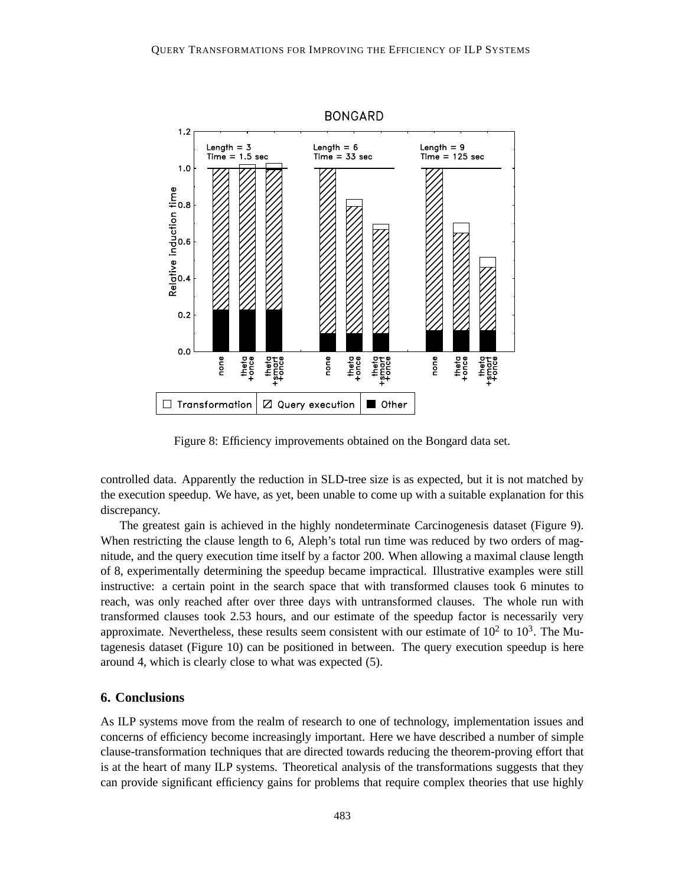Figure 8: Efficiency improvements obtained on the Bongard data set.

controlled data. Apparently the reduction in SLD-tree size is as expected, but it is not matched by the execution speedup. We have, as yet, been unable to come up with a suitable explanation for this discrepancy.

The greatest gain is achieved in the highly nondeterminate Carcinogenesis dataset (Figure 9). When restricting the clause length to 6, Aleph's total run time was reduced by two orders of magnitude, and the query execution time itself by a factor 200. When allowing a maximal clause length of 8, experimentally determining the speedup became impractical. Illustrative examples were still instructive: a certain point in the search space that with transformed clauses took 6 minutes to reach, was only reached after over three days with untransformed clauses. The whole run with transformed clauses took 2.53 hours, and our estimate of the speedup factor is necessarily very approximate. Nevertheless, these results seem consistent with our estimate of $10^2$ to $10^3$. The Mutagenesis dataset (Figure 10) can be positioned in between. The query execution speedup is here around 4, which is clearly close to what was expected (5).

## 6. Conclusions

As ILP systems move from the realm of research to one of technology, implementation issues and concerns of efficiency become increasingly important. Here we have described a number of simple clause-transformation techniques that are directed towards reducing the theorem-proving effort that is at the heart of many ILP systems. Theoretical analysis of the transformations suggests that they can provide significant efficiency gains for problems that require complex theories that use highly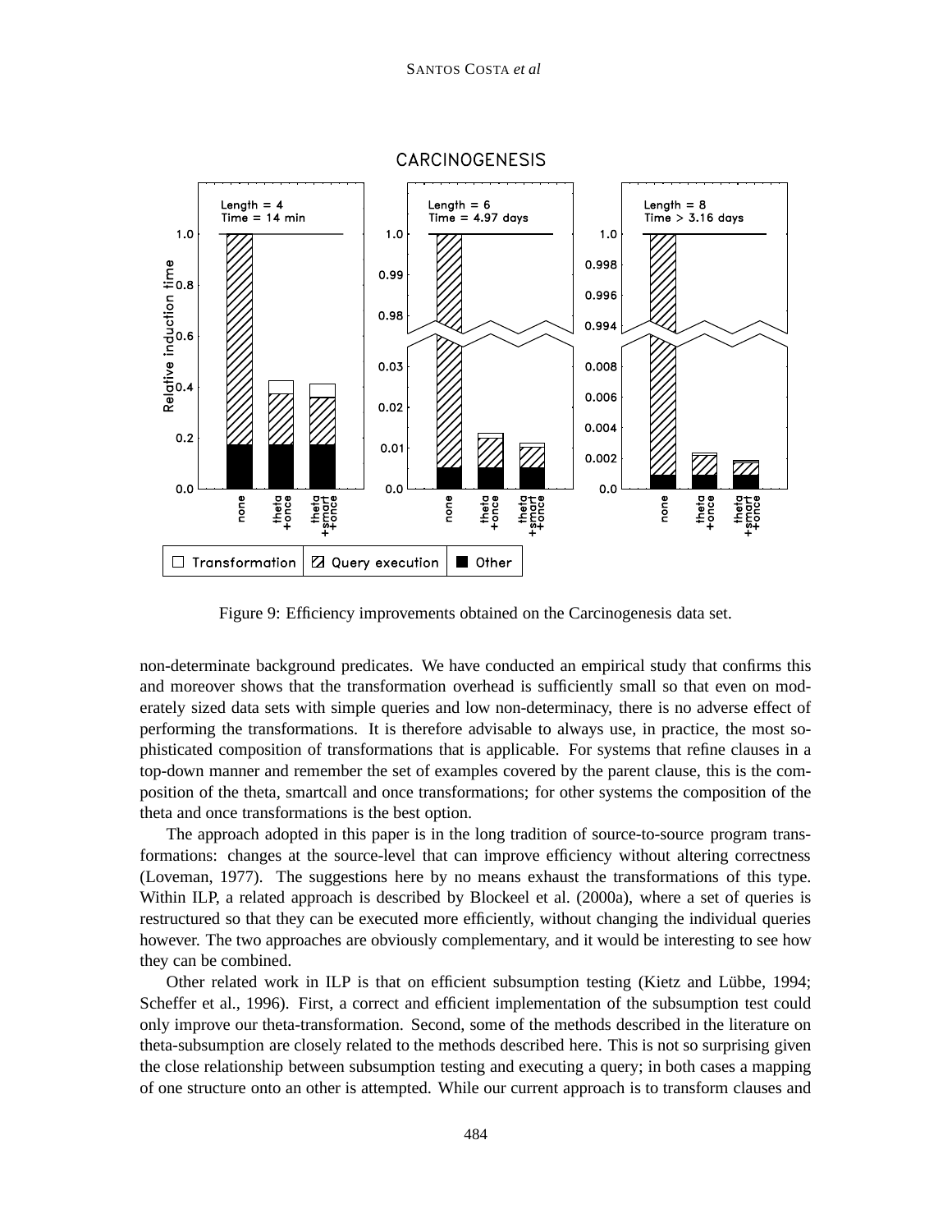Figure 9: Efficiency improvements obtained on the Carcinogenesis data set.

non-determinate background predicates. We have conducted an empirical study that confirms this and moreover shows that the transformation overhead is sufficiently small so that even on moderately sized data sets with simple queries and low non-determinacy, there is no adverse effect of performing the transformations. It is therefore advisable to always use, in practice, the most sophisticated composition of transformations that is applicable. For systems that refine clauses in a top-down manner and remember the set of examples covered by the parent clause, this is the composition of the theta, smartcall and once transformations; for other systems the composition of the theta and once transformations is the best option.

The approach adopted in this paper is in the long tradition of source-to-source program transformations: changes at the source-level that can improve efficiency without altering correctness (Loveman, 1977). The suggestions here by no means exhaust the transformations of this type. Within ILP, a related approach is described by Blockeel et al. (2000a), where a set of queries is restructured so that they can be executed more efficiently, without changing the individual queries however. The two approaches are obviously complementary, and it would be interesting to see how they can be combined.

Other related work in ILP is that on efficient subsumption testing (Kietz and Lübbe, 1994; Scheffer et al., 1996). First, a correct and efficient implementation of the subsumption test could only improve our theta-transformation. Second, some of the methods described in the literature on theta-subsumption are closely related to the methods described here. This is not so surprising given the close relationship between subsumption testing and executing a query; in both cases a mapping of one structure onto an other is attempted. While our current approach is to transform clauses and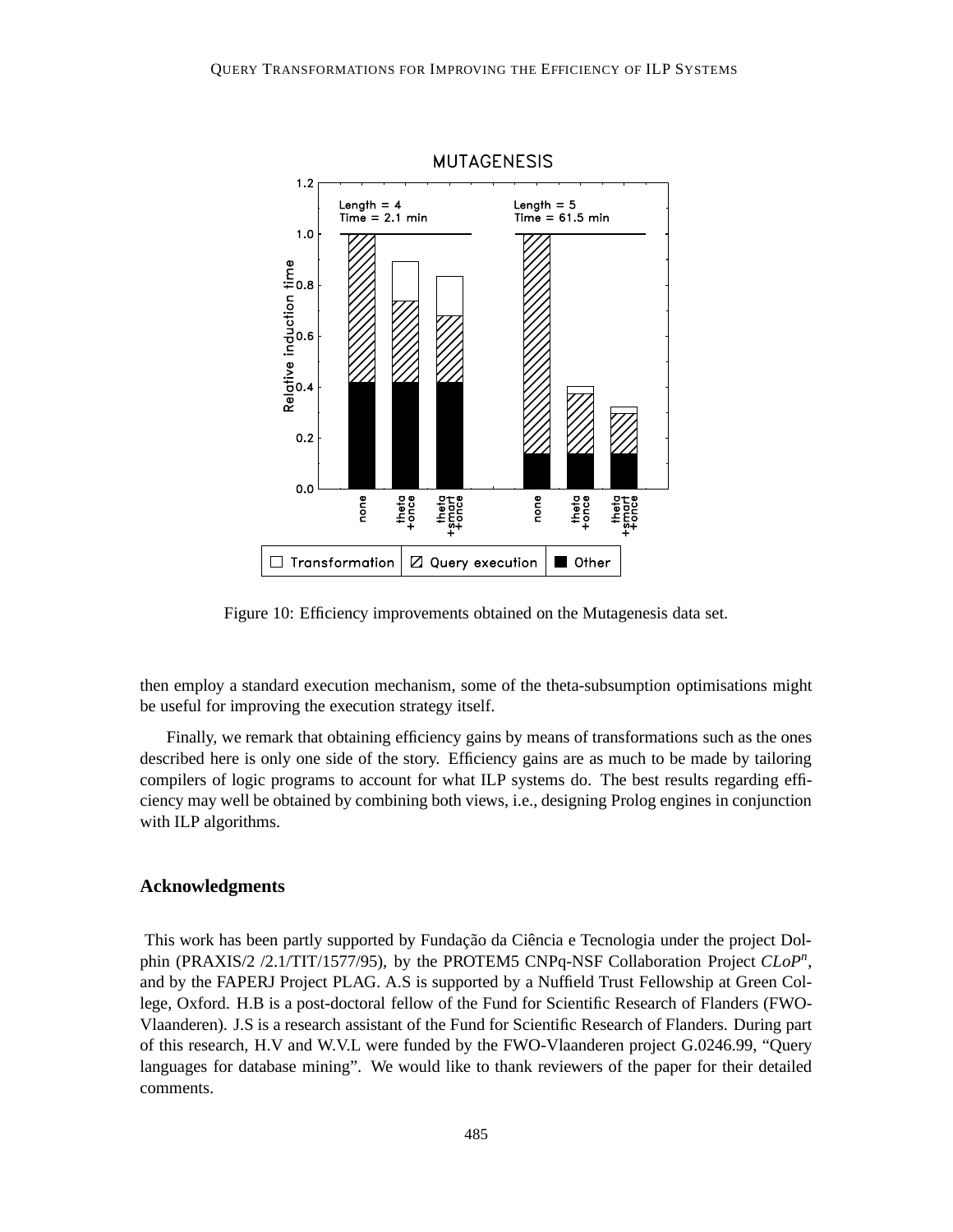Figure 10: Efficiency improvements obtained on the Mutagenesis data set.

then employ a standard execution mechanism, some of the theta-subsumption optimisations might be useful for improving the execution strategy itself.

Finally, we remark that obtaining efficiency gains by means of transformations such as the ones described here is only one side of the story. Efficiency gains are as much to be made by tailoring compilers of logic programs to account for what ILP systems do. The best results regarding efficiency may well be obtained by combining both views, i.e., designing Prolog engines in conjunction with ILP algorithms.

## Acknowledgments

This work has been partly supported by Fundação da Ciência e Tecnologia under the project Dolphin (PRAXIS/2 /2.1/TIT/1577/95), by the PROTEM5 CNPq-NSF Collaboration Project *CLoP*$^n$, and by the FAPERJ Project PLAG. A.S is supported by a Nuffield Trust Fellowship at Green College, Oxford. H.B is a post-doctoral fellow of the Fund for Scientific Research of Flanders (FWO-Vlaanderen). J.S is a research assistant of the Fund for Scientific Research of Flanders. During part of this research, H.V and W.V.L were funded by the FWO-Vlaanderen project G.0246.99, "Query languages for database mining". We would like to thank reviewers of the paper for their detailed comments.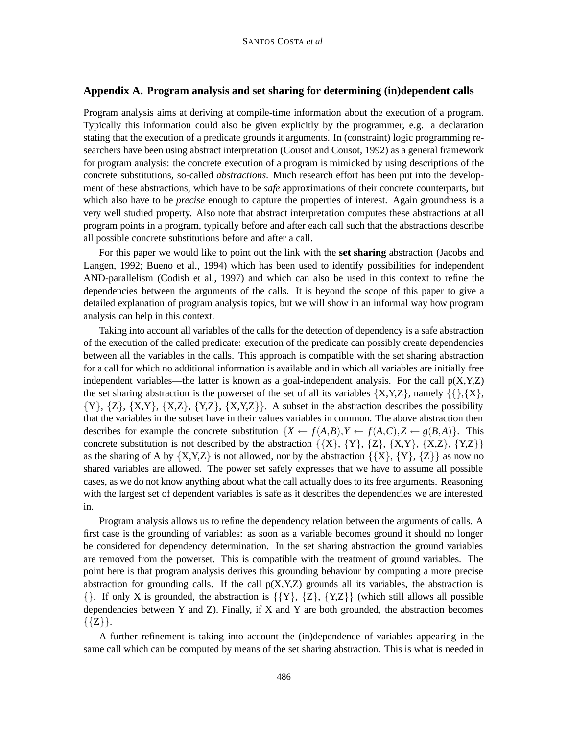## Appendix A. Program analysis and set sharing for determining (in)dependent calls

Program analysis aims at deriving at compile-time information about the execution of a program. Typically this information could also be given explicitly by the programmer, e.g. a declaration stating that the execution of a predicate grounds it arguments. In (constraint) logic programming researchers have been using abstract interpretation (Cousot and Cousot, 1992) as a general framework for program analysis: the concrete execution of a program is mimicked by using descriptions of the concrete substitutions, so-called *abstractions*. Much research effort has been put into the development of these abstractions, which have to be *safe* approximations of their concrete counterparts, but which also have to be *precise* enough to capture the properties of interest. Again groundness is a very well studied property. Also note that abstract interpretation computes these abstractions at all program points in a program, typically before and after each call such that the abstractions describe all possible concrete substitutions before and after a call.

For this paper we would like to point out the link with the **set sharing** abstraction (Jacobs and Langen, 1992; Bueno et al., 1994) which has been used to identify possibilities for independent AND-parallelism (Codish et al., 1997) and which can also be used in this context to refine the dependencies between the arguments of the calls. It is beyond the scope of this paper to give a detailed explanation of program analysis topics, but we will show in an informal way how program analysis can help in this context.

Taking into account all variables of the calls for the detection of dependency is a safe abstraction of the execution of the called predicate: execution of the predicate can possibly create dependencies between all the variables in the calls. This approach is compatible with the set sharing abstraction for a call for which no additional information is available and in which all variables are initially free independent variables—the latter is known as a goal-independent analysis. For the call p(X,Y,Z) the set sharing abstraction is the powerset of the set of all its variables {X,Y,Z}, namely {{},{X}, {Y}, {Z}, {X,Y}, {X,Z}, {Y,Z}, {X,Y,Z}}. A subset in the abstraction describes the possibility that the variables in the subset have in their values variables in common. The above abstraction then describes for example the concrete substitution $\{X \leftarrow f(A,B), Y \leftarrow f(A,C), Z \leftarrow g(B,A)\}$. This concrete substitution is not described by the abstraction {{X}, {Y}, {Z}, {X,Y}, {X,Z}, {Y,Z}} as the sharing of A by {X,Y,Z} is not allowed, nor by the abstraction {{X}, {Y}, {Z}} as now no shared variables are allowed. The power set safely expresses that we have to assume all possible cases, as we do not know anything about what the call actually does to its free arguments. Reasoning with the largest set of dependent variables is safe as it describes the dependencies we are interested in.

Program analysis allows us to refine the dependency relation between the arguments of calls. A first case is the grounding of variables: as soon as a variable becomes ground it should no longer be considered for dependency determination. In the set sharing abstraction the ground variables are removed from the powerset. This is compatible with the treatment of ground variables. The point here is that program analysis derives this grounding behaviour by computing a more precise abstraction for grounding calls. If the call p(X,Y,Z) grounds all its variables, the abstraction is {}. If only X is grounded, the abstraction is {{Y}, {Z}, {Y,Z}} (which still allows all possible dependencies between Y and Z). Finally, if X and Y are both grounded, the abstraction becomes {{Z}}.

A further refinement is taking into account the (in)dependence of variables appearing in the same call which can be computed by means of the set sharing abstraction. This is what is needed in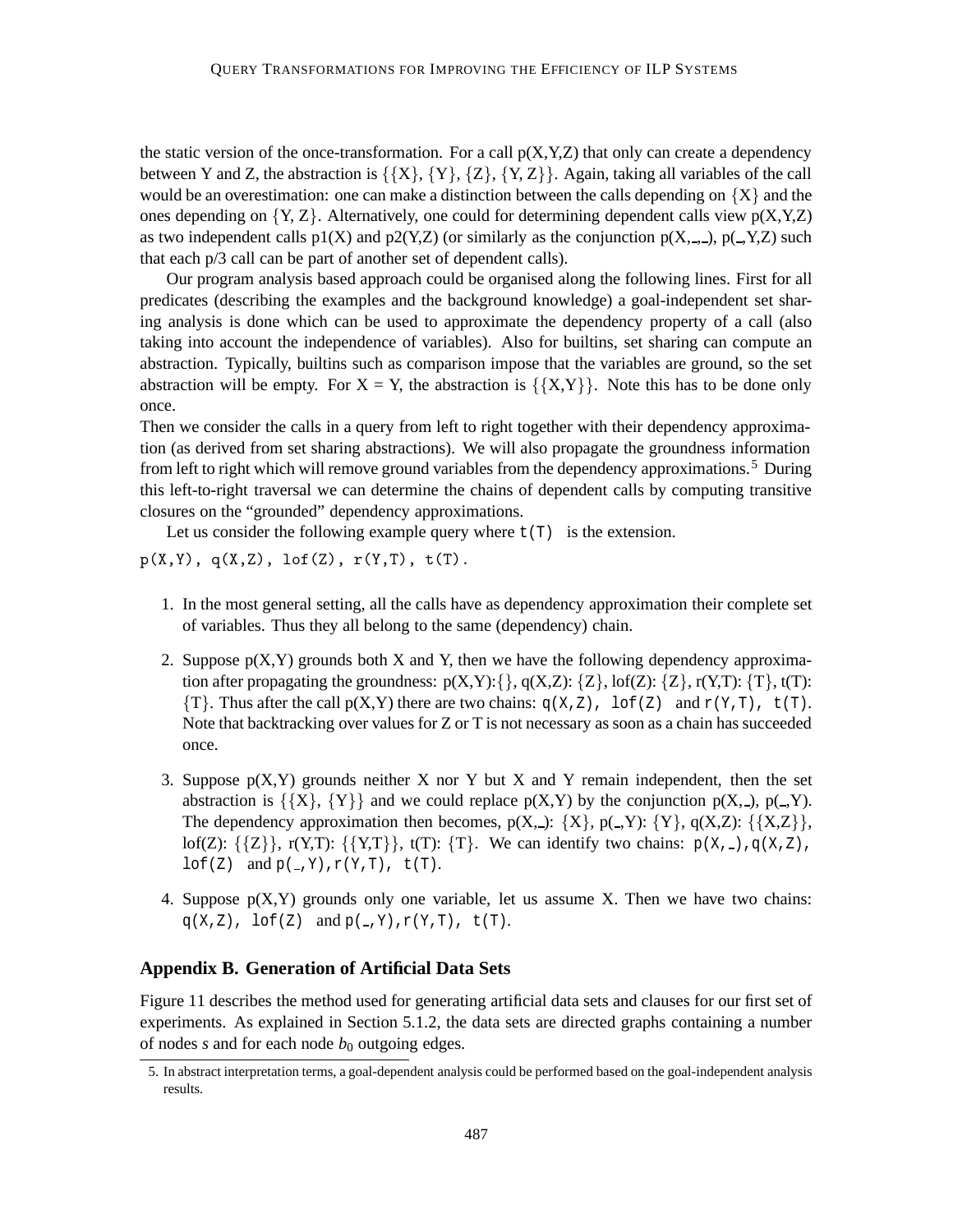the static version of the once-transformation. For a call p(X,Y,Z) that only can create a dependency between Y and Z, the abstraction is {{X}, {Y}, {Z}, {Y, Z}}. Again, taking all variables of the call would be an overestimation: one can make a distinction between the calls depending on {X} and the ones depending on {Y, Z}. Alternatively, one could for determining dependent calls view p(X,Y,Z) as two independent calls p1(X) and p2(Y,Z) (or similarly as the conjunction p(X,_,_), p(_,Y,Z) such that each p/3 call can be part of another set of dependent calls).

Our program analysis based approach could be organised along the following lines. First for all predicates (describing the examples and the background knowledge) a goal-independent set sharing analysis is done which can be used to approximate the dependency property of a call (also taking into account the independence of variables). Also for builtins, set sharing can compute an abstraction. Typically, builtins such as comparison impose that the variables are ground, so the set abstraction will be empty. For X = Y, the abstraction is {{X,Y}}. Note this has to be done only once.

Then we consider the calls in a query from left to right together with their dependency approximation (as derived from set sharing abstractions). We will also propagate the groundness information from left to right which will remove ground variables from the dependency approximations.[5] During this left-to-right traversal we can determine the chains of dependent calls by computing transitive closures on the "grounded" dependency approximations.

Let us consider the following example query where `t(T)` is the extension.

```
p(X,Y), q(X,Z), lof(Z), r(Y,T), t(T).
```

1. In the most general setting, all the calls have as dependency approximation their complete set of variables. Thus they all belong to the same (dependency) chain.

2. Suppose p(X,Y) grounds both X and Y, then we have the following dependency approximation after propagating the groundness: p(X,Y):{}, q(X,Z): {Z}, lof(Z): {Z}, r(Y,T): {T}, t(T): {T}. Thus after the call p(X,Y) there are two chains: `q(X,Z), lof(Z)` and `r(Y,T), t(T)`. Note that backtracking over values for Z or T is not necessary as soon as a chain has succeeded once.

3. Suppose p(X,Y) grounds neither X nor Y but X and Y remain independent, then the set abstraction is {{X}, {Y}} and we could replace p(X,Y) by the conjunction p(X,_), p(_,Y). The dependency approximation then becomes, p(X,_): {X}, p(_,Y): {Y}, q(X,Z): {{X,Z}}, lof(Z): {{Z}}, r(Y,T): {{Y,T}}, t(T): {T}. We can identify two chains: `p(X,_),q(X,Z), lof(Z)` and `p(_,Y),r(Y,T), t(T)`.

4. Suppose p(X,Y) grounds only one variable, let us assume X. Then we have two chains: `q(X,Z), lof(Z)` and `p(_,Y),r(Y,T), t(T)`.

## Appendix B. Generation of Artificial Data Sets

Figure 11 describes the method used for generating artificial data sets and clauses for our first set of experiments. As explained in Section 5.1.2, the data sets are directed graphs containing a number of nodes *s* and for each node $b_0$ outgoing edges.

5. In abstract interpretation terms, a goal-dependent analysis could be performed based on the goal-independent analysis results.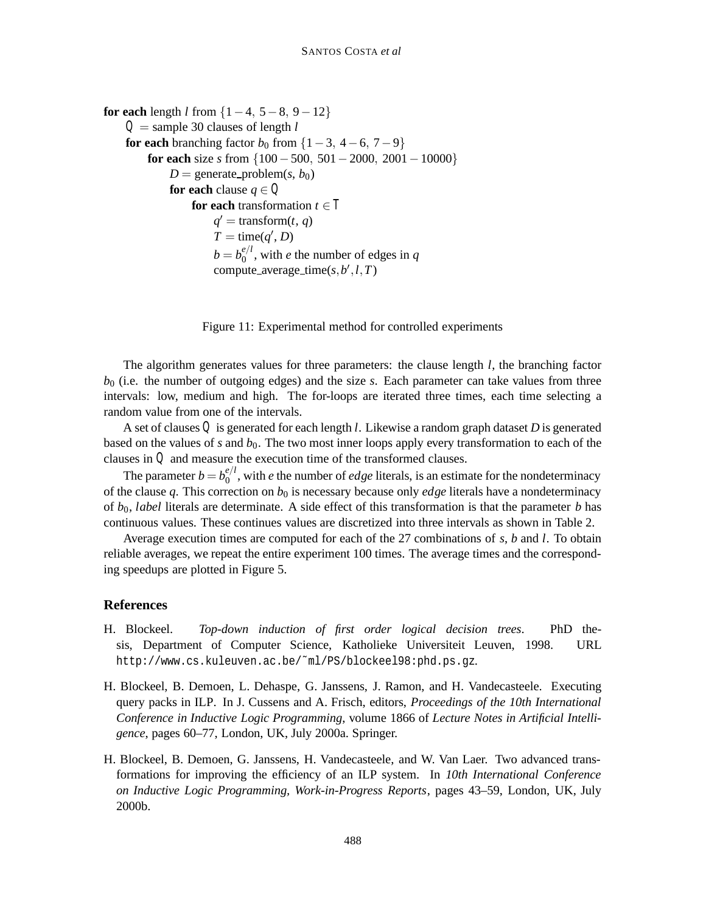**for each** length $l$ from $\{1-4,\ 5-8,\ 9-12\}$
    $\mathcal{Q}$ = sample 30 clauses of length $l$
    **for each** branching factor $b_0$ from $\{1-3,\ 4-6,\ 7-9\}$
        **for each** size $s$ from $\{100-500,\ 501-2000,\ 2001-10000\}$
            $D$ = generate_problem($s$, $b_0$)
            **for each** clause $q \in \mathcal{Q}$
                **for each** transformation $t \in \mathcal{T}$
                    $q' = \text{transform}(t, q)$
                    $T = \text{time}(q', D)$
                    $b = b_0^{e/l}$, with $e$ the number of edges in $q$
                    compute_average_time($s, b', l, T$)

Figure 11: Experimental method for controlled experiments

The algorithm generates values for three parameters: the clause length $l$, the branching factor $b_0$ (i.e. the number of outgoing edges) and the size $s$. Each parameter can take values from three intervals: low, medium and high. The for-loops are iterated three times, each time selecting a random value from one of the intervals.

A set of clauses $\mathcal{Q}$ is generated for each length $l$. Likewise a random graph dataset $D$ is generated based on the values of $s$ and $b_0$. The two most inner loops apply every transformation to each of the clauses in $\mathcal{Q}$ and measure the execution time of the transformed clauses.

The parameter $b = b_0^{e/l}$, with $e$ the number of *edge* literals, is an estimate for the nondeterminacy of the clause $q$. This correction on $b_0$ is necessary because only *edge* literals have a nondeterminacy of $b_0$, *label* literals are determinate. A side effect of this transformation is that the parameter $b$ has continuous values. These continues values are discretized into three intervals as shown in Table 2.

Average execution times are computed for each of the 27 combinations of $s$, $b$ and $l$. To obtain reliable averages, we repeat the entire experiment 100 times. The average times and the corresponding speedups are plotted in Figure 5.

## References

H. Blockeel. *Top-down induction of first order logical decision trees*. PhD thesis, Department of Computer Science, Katholieke Universiteit Leuven, 1998. URL http://www.cs.kuleuven.ac.be/~ml/PS/blockeel98:phd.ps.gz.

H. Blockeel, B. Demoen, L. Dehaspe, G. Janssens, J. Ramon, and H. Vandecasteele. Executing query packs in ILP. In J. Cussens and A. Frisch, editors, *Proceedings of the 10th International Conference in Inductive Logic Programming*, volume 1866 of *Lecture Notes in Artificial Intelligence*, pages 60–77, London, UK, July 2000a. Springer.

H. Blockeel, B. Demoen, G. Janssens, H. Vandecasteele, and W. Van Laer. Two advanced transformations for improving the efficiency of an ILP system. In *10th International Conference on Inductive Logic Programming, Work-in-Progress Reports*, pages 43–59, London, UK, July 2000b.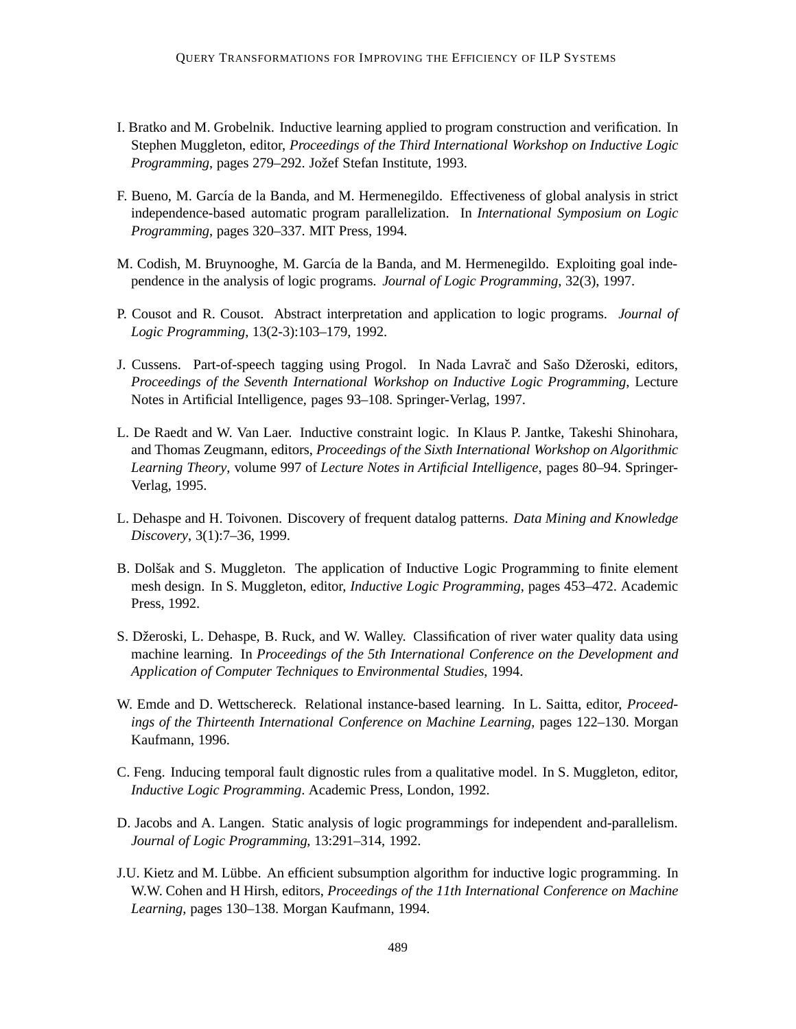I. Bratko and M. Grobelnik. Inductive learning applied to program construction and verification. In Stephen Muggleton, editor, *Proceedings of the Third International Workshop on Inductive Logic Programming*, pages 279–292. Jožef Stefan Institute, 1993.

F. Bueno, M. García de la Banda, and M. Hermenegildo. Effectiveness of global analysis in strict independence-based automatic program parallelization. In *International Symposium on Logic Programming*, pages 320–337. MIT Press, 1994.

M. Codish, M. Bruynooghe, M. García de la Banda, and M. Hermenegildo. Exploiting goal independence in the analysis of logic programs. *Journal of Logic Programming*, 32(3), 1997.

P. Cousot and R. Cousot. Abstract interpretation and application to logic programs. *Journal of Logic Programming*, 13(2-3):103–179, 1992.

J. Cussens. Part-of-speech tagging using Progol. In Nada Lavrač and Sašo Džeroski, editors, *Proceedings of the Seventh International Workshop on Inductive Logic Programming*, Lecture Notes in Artificial Intelligence, pages 93–108. Springer-Verlag, 1997.

L. De Raedt and W. Van Laer. Inductive constraint logic. In Klaus P. Jantke, Takeshi Shinohara, and Thomas Zeugmann, editors, *Proceedings of the Sixth International Workshop on Algorithmic Learning Theory*, volume 997 of *Lecture Notes in Artificial Intelligence*, pages 80–94. Springer-Verlag, 1995.

L. Dehaspe and H. Toivonen. Discovery of frequent datalog patterns. *Data Mining and Knowledge Discovery*, 3(1):7–36, 1999.

B. Dolšak and S. Muggleton. The application of Inductive Logic Programming to finite element mesh design. In S. Muggleton, editor, *Inductive Logic Programming*, pages 453–472. Academic Press, 1992.

S. Džeroski, L. Dehaspe, B. Ruck, and W. Walley. Classification of river water quality data using machine learning. In *Proceedings of the 5th International Conference on the Development and Application of Computer Techniques to Environmental Studies*, 1994.

W. Emde and D. Wettschereck. Relational instance-based learning. In L. Saitta, editor, *Proceedings of the Thirteenth International Conference on Machine Learning*, pages 122–130. Morgan Kaufmann, 1996.

C. Feng. Inducing temporal fault dignostic rules from a qualitative model. In S. Muggleton, editor, *Inductive Logic Programming*. Academic Press, London, 1992.

D. Jacobs and A. Langen. Static analysis of logic programmings for independent and-parallelism. *Journal of Logic Programming*, 13:291–314, 1992.

J.U. Kietz and M. Lübbe. An efficient subsumption algorithm for inductive logic programming. In W.W. Cohen and H Hirsh, editors, *Proceedings of the 11th International Conference on Machine Learning*, pages 130–138. Morgan Kaufmann, 1994.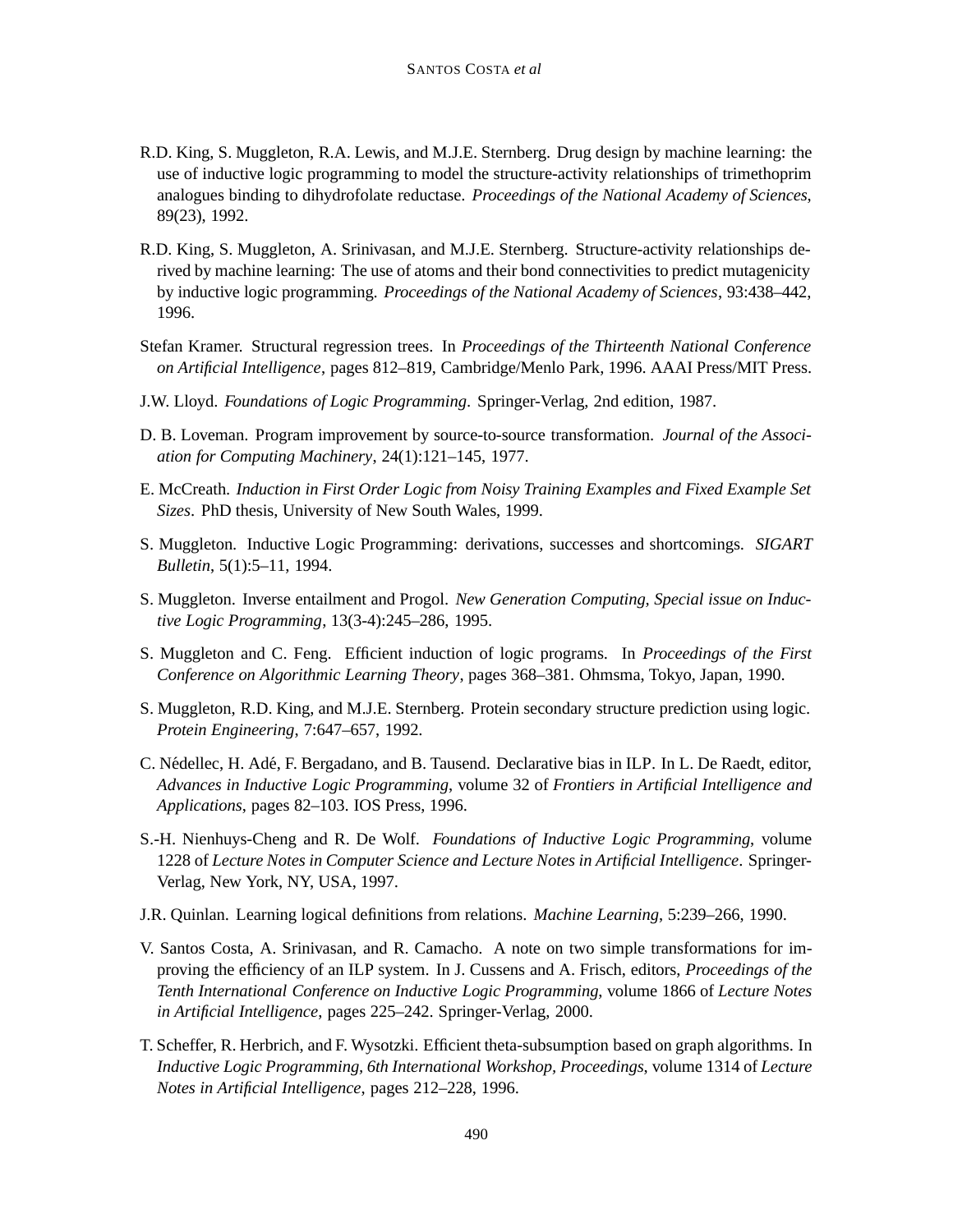R.D. King, S. Muggleton, R.A. Lewis, and M.J.E. Sternberg. Drug design by machine learning: the use of inductive logic programming to model the structure-activity relationships of trimethoprim analogues binding to dihydrofolate reductase. *Proceedings of the National Academy of Sciences*, 89(23), 1992.

R.D. King, S. Muggleton, A. Srinivasan, and M.J.E. Sternberg. Structure-activity relationships derived by machine learning: The use of atoms and their bond connectivities to predict mutagenicity by inductive logic programming. *Proceedings of the National Academy of Sciences*, 93:438–442, 1996.

Stefan Kramer. Structural regression trees. In *Proceedings of the Thirteenth National Conference on Artificial Intelligence*, pages 812–819, Cambridge/Menlo Park, 1996. AAAI Press/MIT Press.

J.W. Lloyd. *Foundations of Logic Programming*. Springer-Verlag, 2nd edition, 1987.

D. B. Loveman. Program improvement by source-to-source transformation. *Journal of the Association for Computing Machinery*, 24(1):121–145, 1977.

E. McCreath. *Induction in First Order Logic from Noisy Training Examples and Fixed Example Set Sizes*. PhD thesis, University of New South Wales, 1999.

S. Muggleton. Inductive Logic Programming: derivations, successes and shortcomings. *SIGART Bulletin*, 5(1):5–11, 1994.

S. Muggleton. Inverse entailment and Progol. *New Generation Computing, Special issue on Inductive Logic Programming*, 13(3-4):245–286, 1995.

S. Muggleton and C. Feng. Efficient induction of logic programs. In *Proceedings of the First Conference on Algorithmic Learning Theory*, pages 368–381. Ohmsma, Tokyo, Japan, 1990.

S. Muggleton, R.D. King, and M.J.E. Sternberg. Protein secondary structure prediction using logic. *Protein Engineering*, 7:647–657, 1992.

C. Nédellec, H. Adé, F. Bergadano, and B. Tausend. Declarative bias in ILP. In L. De Raedt, editor, *Advances in Inductive Logic Programming*, volume 32 of *Frontiers in Artificial Intelligence and Applications*, pages 82–103. IOS Press, 1996.

S.-H. Nienhuys-Cheng and R. De Wolf. *Foundations of Inductive Logic Programming*, volume 1228 of *Lecture Notes in Computer Science and Lecture Notes in Artificial Intelligence*. Springer-Verlag, New York, NY, USA, 1997.

J.R. Quinlan. Learning logical definitions from relations. *Machine Learning*, 5:239–266, 1990.

V. Santos Costa, A. Srinivasan, and R. Camacho. A note on two simple transformations for improving the efficiency of an ILP system. In J. Cussens and A. Frisch, editors, *Proceedings of the Tenth International Conference on Inductive Logic Programming*, volume 1866 of *Lecture Notes in Artificial Intelligence*, pages 225–242. Springer-Verlag, 2000.

T. Scheffer, R. Herbrich, and F. Wysotzki. Efficient theta-subsumption based on graph algorithms. In *Inductive Logic Programming, 6th International Workshop, Proceedings*, volume 1314 of *Lecture Notes in Artificial Intelligence*, pages 212–228, 1996.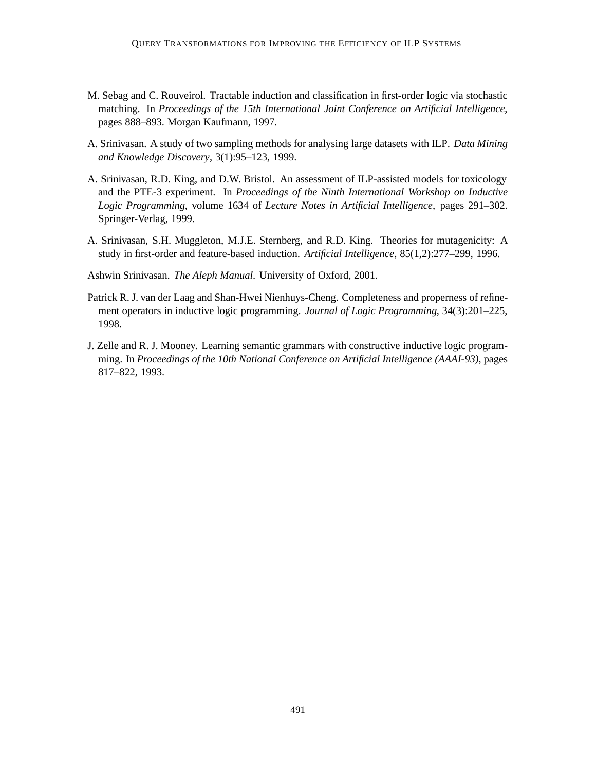M. Sebag and C. Rouveirol. Tractable induction and classification in first-order logic via stochastic matching. In *Proceedings of the 15th International Joint Conference on Artificial Intelligence*, pages 888–893. Morgan Kaufmann, 1997.

A. Srinivasan. A study of two sampling methods for analysing large datasets with ILP. *Data Mining and Knowledge Discovery*, 3(1):95–123, 1999.

A. Srinivasan, R.D. King, and D.W. Bristol. An assessment of ILP-assisted models for toxicology and the PTE-3 experiment. In *Proceedings of the Ninth International Workshop on Inductive Logic Programming*, volume 1634 of *Lecture Notes in Artificial Intelligence*, pages 291–302. Springer-Verlag, 1999.

A. Srinivasan, S.H. Muggleton, M.J.E. Sternberg, and R.D. King. Theories for mutagenicity: A study in first-order and feature-based induction. *Artificial Intelligence*, 85(1,2):277–299, 1996.

Ashwin Srinivasan. *The Aleph Manual*. University of Oxford, 2001.

Patrick R. J. van der Laag and Shan-Hwei Nienhuys-Cheng. Completeness and properness of refinement operators in inductive logic programming. *Journal of Logic Programming*, 34(3):201–225, 1998.

J. Zelle and R. J. Mooney. Learning semantic grammars with constructive inductive logic programming. In *Proceedings of the 10th National Conference on Artificial Intelligence (AAAI-93)*, pages 817–822, 1993.